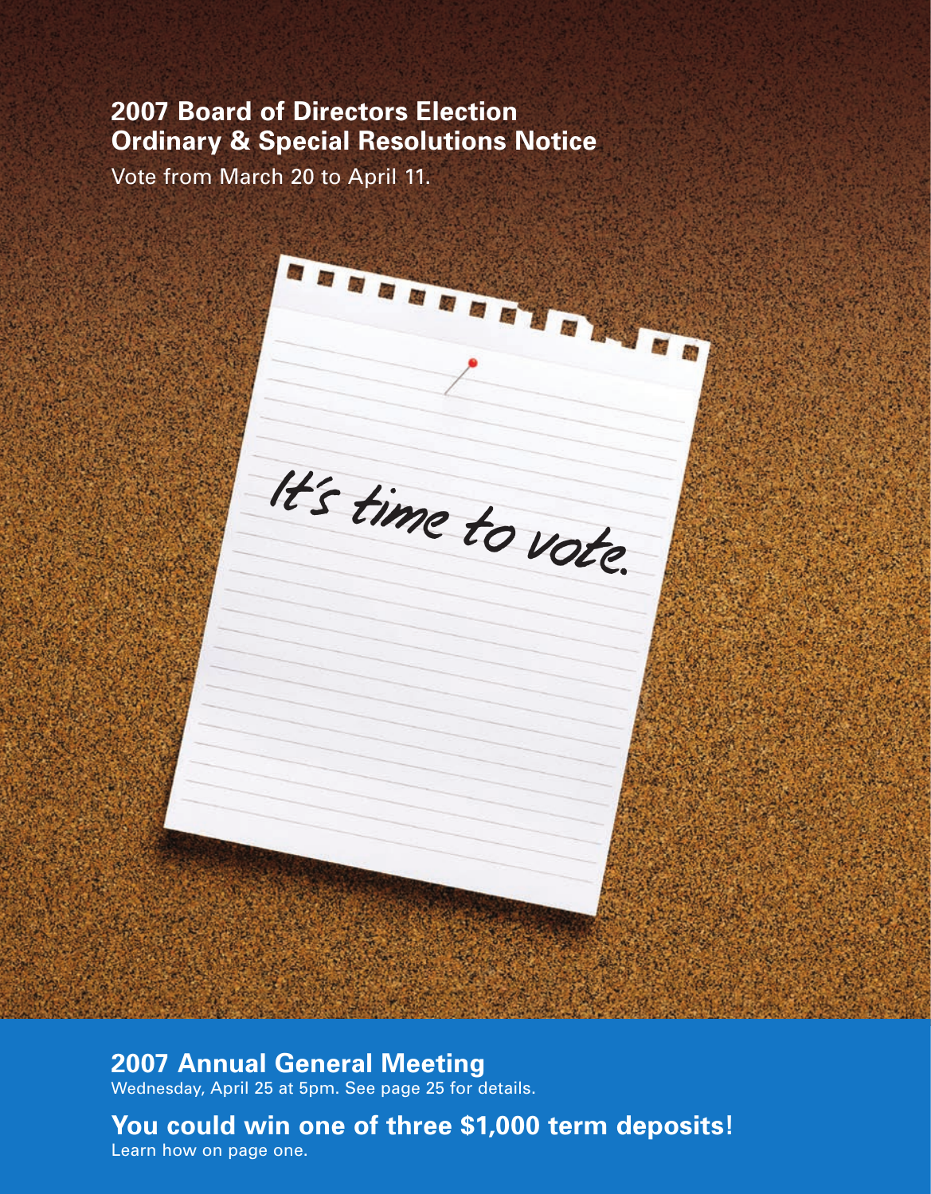# 2007 Board of Directors Election
# Ordinary & Special Resolutions Notice

Vote from March 20 to April 11.

*It's time to vote.*

## 2007 Annual General Meeting

Wednesday, April 25 at 5pm. See page 25 for details.

## You could win one of three $1,000 term deposits!

Learn how on page one.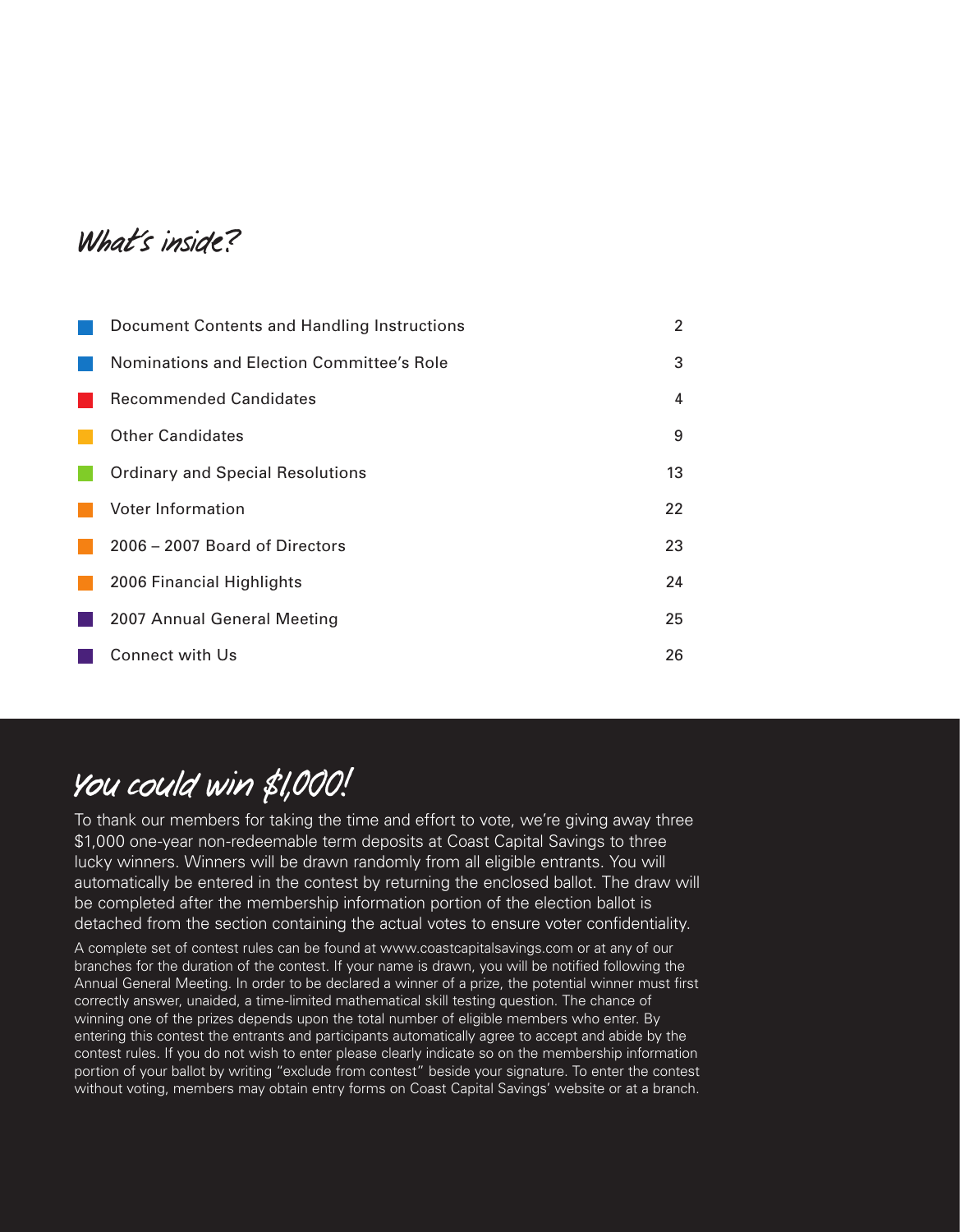## What's inside?

| | |
|---|---|
| Document Contents and Handling Instructions | 2 |
| Nominations and Election Committee's Role | 3 |
| Recommended Candidates | 4 |
| Other Candidates | 9 |
| Ordinary and Special Resolutions | 13 |
| Voter Information | 22 |
| 2006 – 2007 Board of Directors | 23 |
| 2006 Financial Highlights | 24 |
| 2007 Annual General Meeting | 25 |
| Connect with Us | 26 |

## You could win $1,000!

To thank our members for taking the time and effort to vote, we're giving away three $1,000 one-year non-redeemable term deposits at Coast Capital Savings to three lucky winners. Winners will be drawn randomly from all eligible entrants. You will automatically be entered in the contest by returning the enclosed ballot. The draw will be completed after the membership information portion of the election ballot is detached from the section containing the actual votes to ensure voter confidentiality.

A complete set of contest rules can be found at www.coastcapitalsavings.com or at any of our branches for the duration of the contest. If your name is drawn, you will be notified following the Annual General Meeting. In order to be declared a winner of a prize, the potential winner must first correctly answer, unaided, a time-limited mathematical skill testing question. The chance of winning one of the prizes depends upon the total number of eligible members who enter. By entering this contest the entrants and participants automatically agree to accept and abide by the contest rules. If you do not wish to enter please clearly indicate so on the membership information portion of your ballot by writing "exclude from contest" beside your signature. To enter the contest without voting, members may obtain entry forms on Coast Capital Savings' website or at a branch.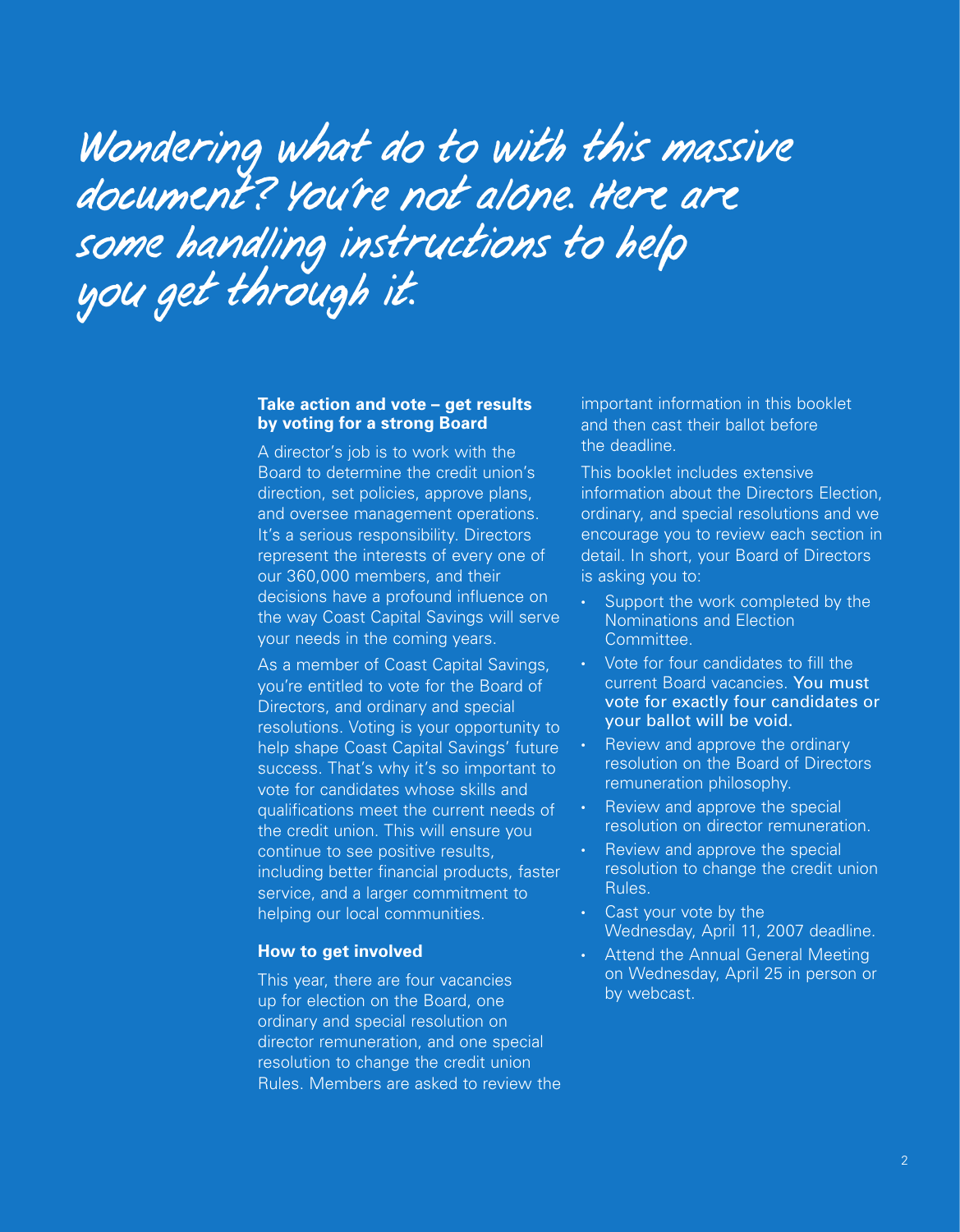# Wondering what do to with this massive document? You're not alone. Here are some handling instructions to help you get through it.

**Take action and vote – get results by voting for a strong Board**

A director's job is to work with the Board to determine the credit union's direction, set policies, approve plans, and oversee management operations. It's a serious responsibility. Directors represent the interests of every one of our 360,000 members, and their decisions have a profound influence on the way Coast Capital Savings will serve your needs in the coming years.

As a member of Coast Capital Savings, you're entitled to vote for the Board of Directors, and ordinary and special resolutions. Voting is your opportunity to help shape Coast Capital Savings' future success. That's why it's so important to vote for candidates whose skills and qualifications meet the current needs of the credit union. This will ensure you continue to see positive results, including better financial products, faster service, and a larger commitment to helping our local communities.

**How to get involved**

This year, there are four vacancies up for election on the Board, one ordinary and special resolution on director remuneration, and one special resolution to change the credit union Rules. Members are asked to review the important information in this booklet and then cast their ballot before the deadline.

This booklet includes extensive information about the Directors Election, ordinary, and special resolutions and we encourage you to review each section in detail. In short, your Board of Directors is asking you to:

- Support the work completed by the Nominations and Election Committee.
- Vote for four candidates to fill the current Board vacancies. You must vote for exactly four candidates or your ballot will be void.
- Review and approve the ordinary resolution on the Board of Directors remuneration philosophy.
- Review and approve the special resolution on director remuneration.
- Review and approve the special resolution to change the credit union Rules.
- Cast your vote by the Wednesday, April 11, 2007 deadline.
- Attend the Annual General Meeting on Wednesday, April 25 in person or by webcast.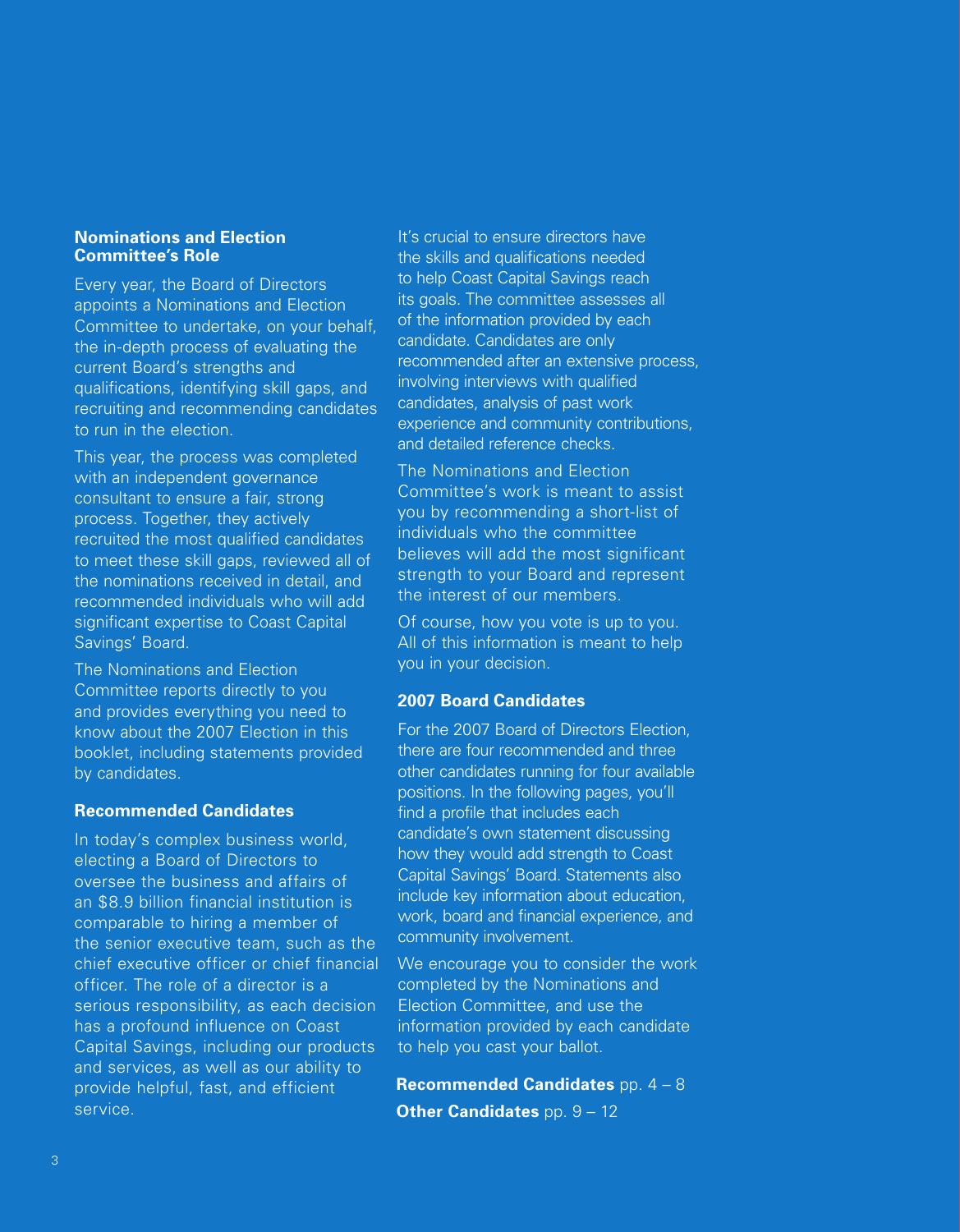## Nominations and Election Committee's Role

Every year, the Board of Directors appoints a Nominations and Election Committee to undertake, on your behalf, the in-depth process of evaluating the current Board's strengths and qualifications, identifying skill gaps, and recruiting and recommending candidates to run in the election.

This year, the process was completed with an independent governance consultant to ensure a fair, strong process. Together, they actively recruited the most qualified candidates to meet these skill gaps, reviewed all of the nominations received in detail, and recommended individuals who will add significant expertise to Coast Capital Savings' Board.

The Nominations and Election Committee reports directly to you and provides everything you need to know about the 2007 Election in this booklet, including statements provided by candidates.

## Recommended Candidates

In today's complex business world, electing a Board of Directors to oversee the business and affairs of an $8.9 billion financial institution is comparable to hiring a member of the senior executive team, such as the chief executive officer or chief financial officer. The role of a director is a serious responsibility, as each decision has a profound influence on Coast Capital Savings, including our products and services, as well as our ability to provide helpful, fast, and efficient service.

It's crucial to ensure directors have the skills and qualifications needed to help Coast Capital Savings reach its goals. The committee assesses all of the information provided by each candidate. Candidates are only recommended after an extensive process, involving interviews with qualified candidates, analysis of past work experience and community contributions, and detailed reference checks.

The Nominations and Election Committee's work is meant to assist you by recommending a short-list of individuals who the committee believes will add the most significant strength to your Board and represent the interest of our members.

Of course, how you vote is up to you. All of this information is meant to help you in your decision.

## 2007 Board Candidates

For the 2007 Board of Directors Election, there are four recommended and three other candidates running for four available positions. In the following pages, you'll find a profile that includes each candidate's own statement discussing how they would add strength to Coast Capital Savings' Board. Statements also include key information about education, work, board and financial experience, and community involvement.

We encourage you to consider the work completed by the Nominations and Election Committee, and use the information provided by each candidate to help you cast your ballot.

**Recommended Candidates** pp. 4 – 8

**Other Candidates** pp. 9 – 12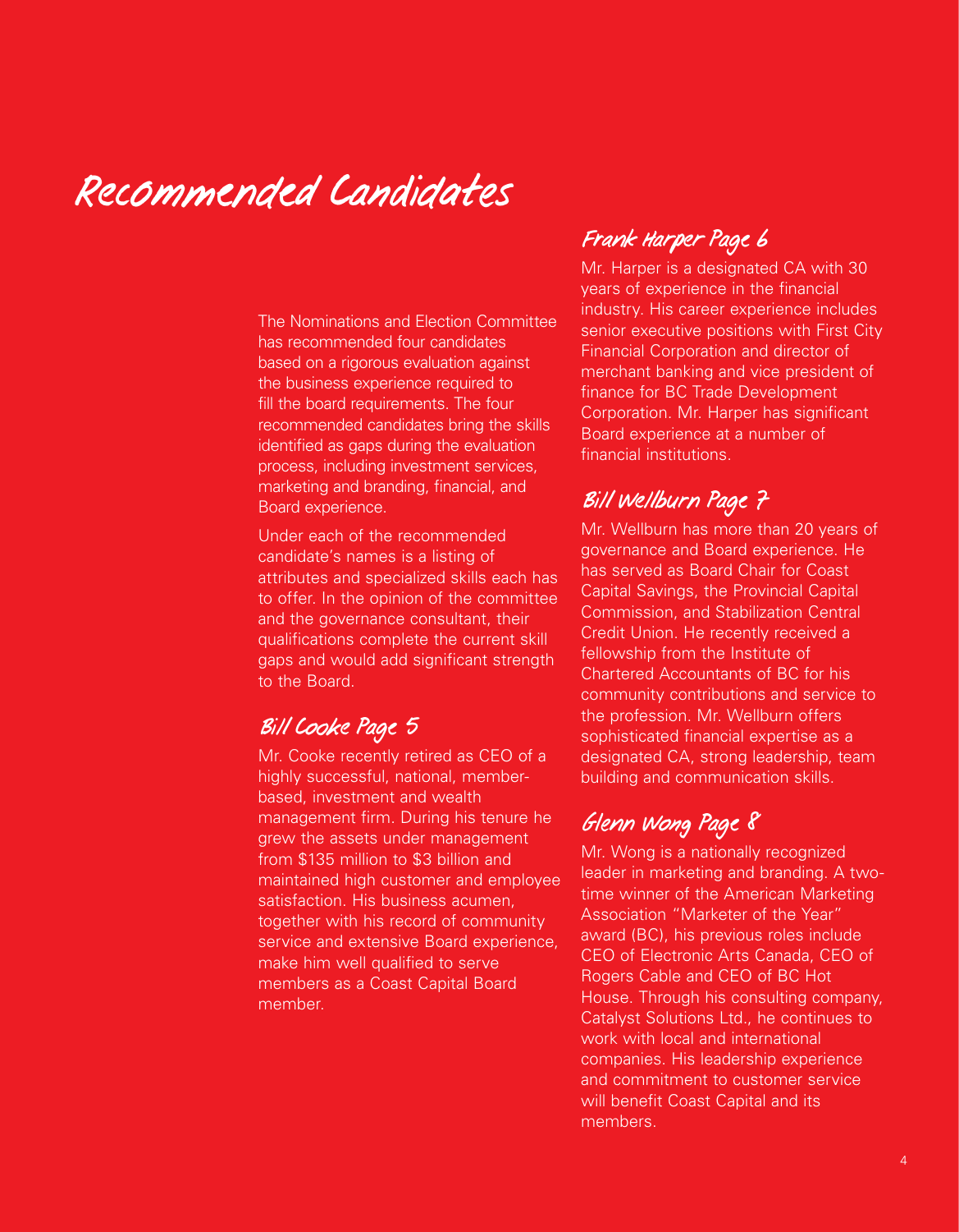# Recommended Candidates

The Nominations and Election Committee has recommended four candidates based on a rigorous evaluation against the business experience required to fill the board requirements. The four recommended candidates bring the skills identified as gaps during the evaluation process, including investment services, marketing and branding, financial, and Board experience.

Under each of the recommended candidate's names is a listing of attributes and specialized skills each has to offer. In the opinion of the committee and the governance consultant, their qualifications complete the current skill gaps and would add significant strength to the Board.

## Bill Cooke Page 5

Mr. Cooke recently retired as CEO of a highly successful, national, member-based, investment and wealth management firm. During his tenure he grew the assets under management from $135 million to $3 billion and maintained high customer and employee satisfaction. His business acumen, together with his record of community service and extensive Board experience, make him well qualified to serve members as a Coast Capital Board member.

## Frank Harper Page 6

Mr. Harper is a designated CA with 30 years of experience in the financial industry. His career experience includes senior executive positions with First City Financial Corporation and director of merchant banking and vice president of finance for BC Trade Development Corporation. Mr. Harper has significant Board experience at a number of financial institutions.

## Bill Wellburn Page 7

Mr. Wellburn has more than 20 years of governance and Board experience. He has served as Board Chair for Coast Capital Savings, the Provincial Capital Commission, and Stabilization Central Credit Union. He recently received a fellowship from the Institute of Chartered Accountants of BC for his community contributions and service to the profession. Mr. Wellburn offers sophisticated financial expertise as a designated CA, strong leadership, team building and communication skills.

## Glenn Wong Page 8

Mr. Wong is a nationally recognized leader in marketing and branding. A two-time winner of the American Marketing Association "Marketer of the Year" award (BC), his previous roles include CEO of Electronic Arts Canada, CEO of Rogers Cable and CEO of BC Hot House. Through his consulting company, Catalyst Solutions Ltd., he continues to work with local and international companies. His leadership experience and commitment to customer service will benefit Coast Capital and its members.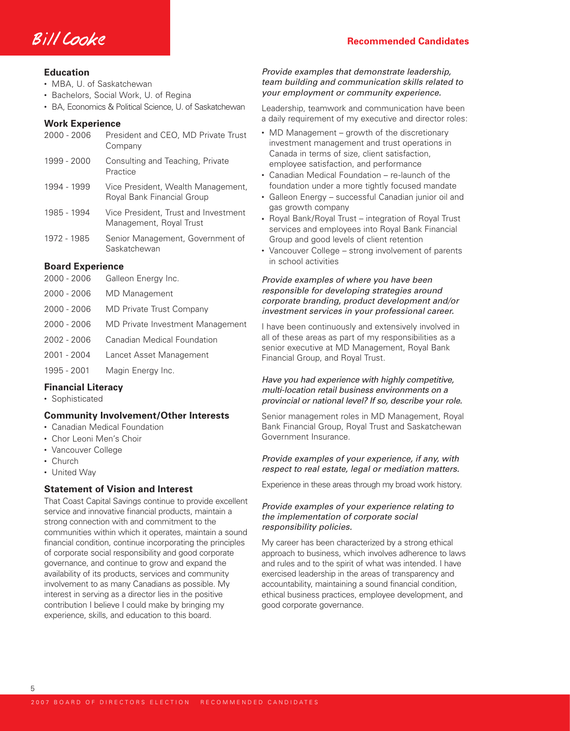# Bill Cooke

### Education

- MBA, U. of Saskatchewan
- Bachelors, Social Work, U. of Regina
- BA, Economics & Political Science, U. of Saskatchewan

### Work Experience

| | |
|---|---|
| 2000 - 2006 | President and CEO, MD Private Trust Company |
| 1999 - 2000 | Consulting and Teaching, Private Practice |
| 1994 - 1999 | Vice President, Wealth Management, Royal Bank Financial Group |
| 1985 - 1994 | Vice President, Trust and Investment Management, Royal Trust |
| 1972 - 1985 | Senior Management, Government of Saskatchewan |

### Board Experience

| | |
|---|---|
| 2000 - 2006 | Galleon Energy Inc. |
| 2000 - 2006 | MD Management |
| 2000 - 2006 | MD Private Trust Company |
| 2000 - 2006 | MD Private Investment Management |
| 2002 - 2006 | Canadian Medical Foundation |
| 2001 - 2004 | Lancet Asset Management |
| 1995 - 2001 | Magin Energy Inc. |

### Financial Literacy

- Sophisticated

### Community Involvement/Other Interests

- Canadian Medical Foundation
- Chor Leoni Men's Choir
- Vancouver College
- Church
- United Way

### Statement of Vision and Interest

That Coast Capital Savings continue to provide excellent service and innovative financial products, maintain a strong connection with and commitment to the communities within which it operates, maintain a sound financial condition, continue incorporating the principles of corporate social responsibility and good corporate governance, and continue to grow and expand the availability of its products, services and community involvement to as many Canadians as possible. My interest in serving as a director lies in the positive contribution I believe I could make by bringing my experience, skills, and education to this board.

*Provide examples that demonstrate leadership, team building and communication skills related to your employment or community experience.*

Leadership, teamwork and communication have been a daily requirement of my executive and director roles:

- MD Management – growth of the discretionary investment management and trust operations in Canada in terms of size, client satisfaction, employee satisfaction, and performance
- Canadian Medical Foundation – re-launch of the foundation under a more tightly focused mandate
- Galleon Energy – successful Canadian junior oil and gas growth company
- Royal Bank/Royal Trust – integration of Royal Trust services and employees into Royal Bank Financial Group and good levels of client retention
- Vancouver College – strong involvement of parents in school activities

*Provide examples of where you have been responsible for developing strategies around corporate branding, product development and/or investment services in your professional career.*

I have been continuously and extensively involved in all of these areas as part of my responsibilities as a senior executive at MD Management, Royal Bank Financial Group, and Royal Trust.

*Have you had experience with highly competitive, multi-location retail business environments on a provincial or national level? If so, describe your role.*

Senior management roles in MD Management, Royal Bank Financial Group, Royal Trust and Saskatchewan Government Insurance.

*Provide examples of your experience, if any, with respect to real estate, legal or mediation matters.*

Experience in these areas through my broad work history.

*Provide examples of your experience relating to the implementation of corporate social responsibility policies.*

My career has been characterized by a strong ethical approach to business, which involves adherence to laws and rules and to the spirit of what was intended. I have exercised leadership in the areas of transparency and accountability, maintaining a sound financial condition, ethical business practices, employee development, and good corporate governance.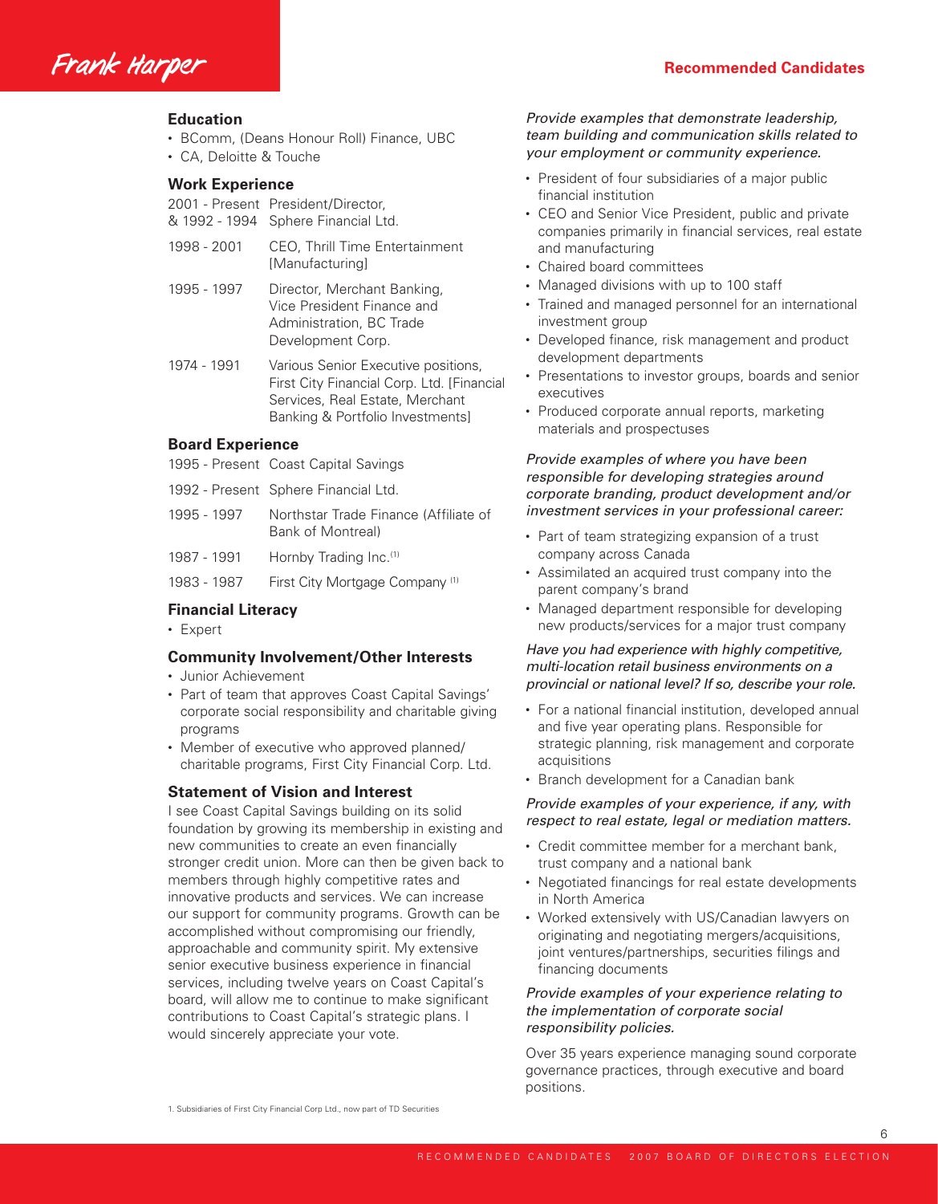# Frank Harper

Recommended Candidates

## Education

- BComm, (Deans Honour Roll) Finance, UBC
- CA, Deloitte & Touche

## Work Experience

| | |
|---|---|
| 2001 - Present & 1992 - 1994 | President/Director, Sphere Financial Ltd. |
| 1998 - 2001 | CEO, Thrill Time Entertainment [Manufacturing] |
| 1995 - 1997 | Director, Merchant Banking, Vice President Finance and Administration, BC Trade Development Corp. |
| 1974 - 1991 | Various Senior Executive positions, First City Financial Corp. Ltd. [Financial Services, Real Estate, Merchant Banking & Portfolio Investments] |

## Board Experience

| | |
|---|---|
| 1995 - Present | Coast Capital Savings |
| 1992 - Present | Sphere Financial Ltd. |
| 1995 - 1997 | Northstar Trade Finance (Affiliate of Bank of Montreal) |
| 1987 - 1991 | Hornby Trading Inc.[1] |
| 1983 - 1987 | First City Mortgage Company [1] |

## Financial Literacy

- Expert

## Community Involvement/Other Interests

- Junior Achievement
- Part of team that approves Coast Capital Savings' corporate social responsibility and charitable giving programs
- Member of executive who approved planned/ charitable programs, First City Financial Corp. Ltd.

## Statement of Vision and Interest

I see Coast Capital Savings building on its solid foundation by growing its membership in existing and new communities to create an even financially stronger credit union. More can then be given back to members through highly competitive rates and innovative products and services. We can increase our support for community programs. Growth can be accomplished without compromising our friendly, approachable and community spirit. My extensive senior executive business experience in financial services, including twelve years on Coast Capital's board, will allow me to continue to make significant contributions to Coast Capital's strategic plans. I would sincerely appreciate your vote.

*Provide examples that demonstrate leadership, team building and communication skills related to your employment or community experience.*

- President of four subsidiaries of a major public financial institution
- CEO and Senior Vice President, public and private companies primarily in financial services, real estate and manufacturing
- Chaired board committees
- Managed divisions with up to 100 staff
- Trained and managed personnel for an international investment group
- Developed finance, risk management and product development departments
- Presentations to investor groups, boards and senior executives
- Produced corporate annual reports, marketing materials and prospectuses

*Provide examples of where you have been responsible for developing strategies around corporate branding, product development and/or investment services in your professional career:*

- Part of team strategizing expansion of a trust company across Canada
- Assimilated an acquired trust company into the parent company's brand
- Managed department responsible for developing new products/services for a major trust company

*Have you had experience with highly competitive, multi-location retail business environments on a provincial or national level? If so, describe your role.*

- For a national financial institution, developed annual and five year operating plans. Responsible for strategic planning, risk management and corporate acquisitions
- Branch development for a Canadian bank

*Provide examples of your experience, if any, with respect to real estate, legal or mediation matters.*

- Credit committee member for a merchant bank, trust company and a national bank
- Negotiated financings for real estate developments in North America
- Worked extensively with US/Canadian lawyers on originating and negotiating mergers/acquisitions, joint ventures/partnerships, securities filings and financing documents

*Provide examples of your experience relating to the implementation of corporate social responsibility policies.*

Over 35 years experience managing sound corporate governance practices, through executive and board positions.

1. Subsidiaries of First City Financial Corp Ltd., now part of TD Securities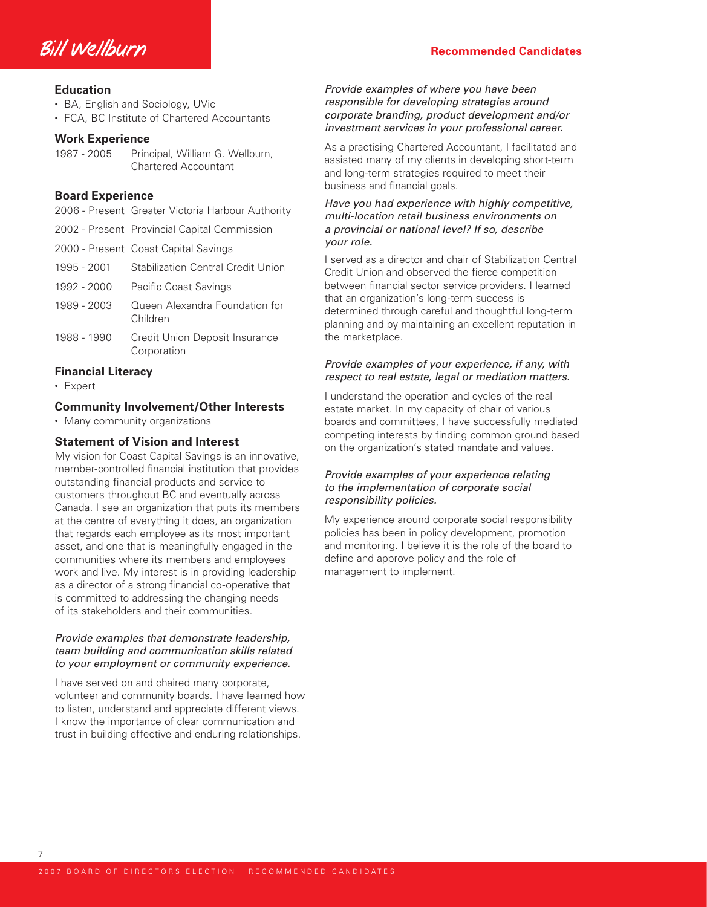# Bill Wellburn

## Education

- BA, English and Sociology, UVic
- FCA, BC Institute of Chartered Accountants

## Work Experience

| | |
|---|---|
| 1987 - 2005 | Principal, William G. Wellburn, Chartered Accountant |

## Board Experience

| | |
|---|---|
| 2006 - Present | Greater Victoria Harbour Authority |
| 2002 - Present | Provincial Capital Commission |
| 2000 - Present | Coast Capital Savings |
| 1995 - 2001 | Stabilization Central Credit Union |
| 1992 - 2000 | Pacific Coast Savings |
| 1989 - 2003 | Queen Alexandra Foundation for Children |
| 1988 - 1990 | Credit Union Deposit Insurance Corporation |

## Financial Literacy

- Expert

## Community Involvement/Other Interests

- Many community organizations

## Statement of Vision and Interest

My vision for Coast Capital Savings is an innovative, member-controlled financial institution that provides outstanding financial products and service to customers throughout BC and eventually across Canada. I see an organization that puts its members at the centre of everything it does, an organization that regards each employee as its most important asset, and one that is meaningfully engaged in the communities where its members and employees work and live. My interest is in providing leadership as a director of a strong financial co-operative that is committed to addressing the changing needs of its stakeholders and their communities.

*Provide examples that demonstrate leadership, team building and communication skills related to your employment or community experience.*

I have served on and chaired many corporate, volunteer and community boards. I have learned how to listen, understand and appreciate different views. I know the importance of clear communication and trust in building effective and enduring relationships.

*Provide examples of where you have been responsible for developing strategies around corporate branding, product development and/or investment services in your professional career.*

As a practising Chartered Accountant, I facilitated and assisted many of my clients in developing short-term and long-term strategies required to meet their business and financial goals.

*Have you had experience with highly competitive, multi-location retail business environments on a provincial or national level? If so, describe your role.*

I served as a director and chair of Stabilization Central Credit Union and observed the fierce competition between financial sector service providers. I learned that an organization's long-term success is determined through careful and thoughtful long-term planning and by maintaining an excellent reputation in the marketplace.

*Provide examples of your experience, if any, with respect to real estate, legal or mediation matters.*

I understand the operation and cycles of the real estate market. In my capacity of chair of various boards and committees, I have successfully mediated competing interests by finding common ground based on the organization's stated mandate and values.

*Provide examples of your experience relating to the implementation of corporate social responsibility policies.*

My experience around corporate social responsibility policies has been in policy development, promotion and monitoring. I believe it is the role of the board to define and approve policy and the role of management to implement.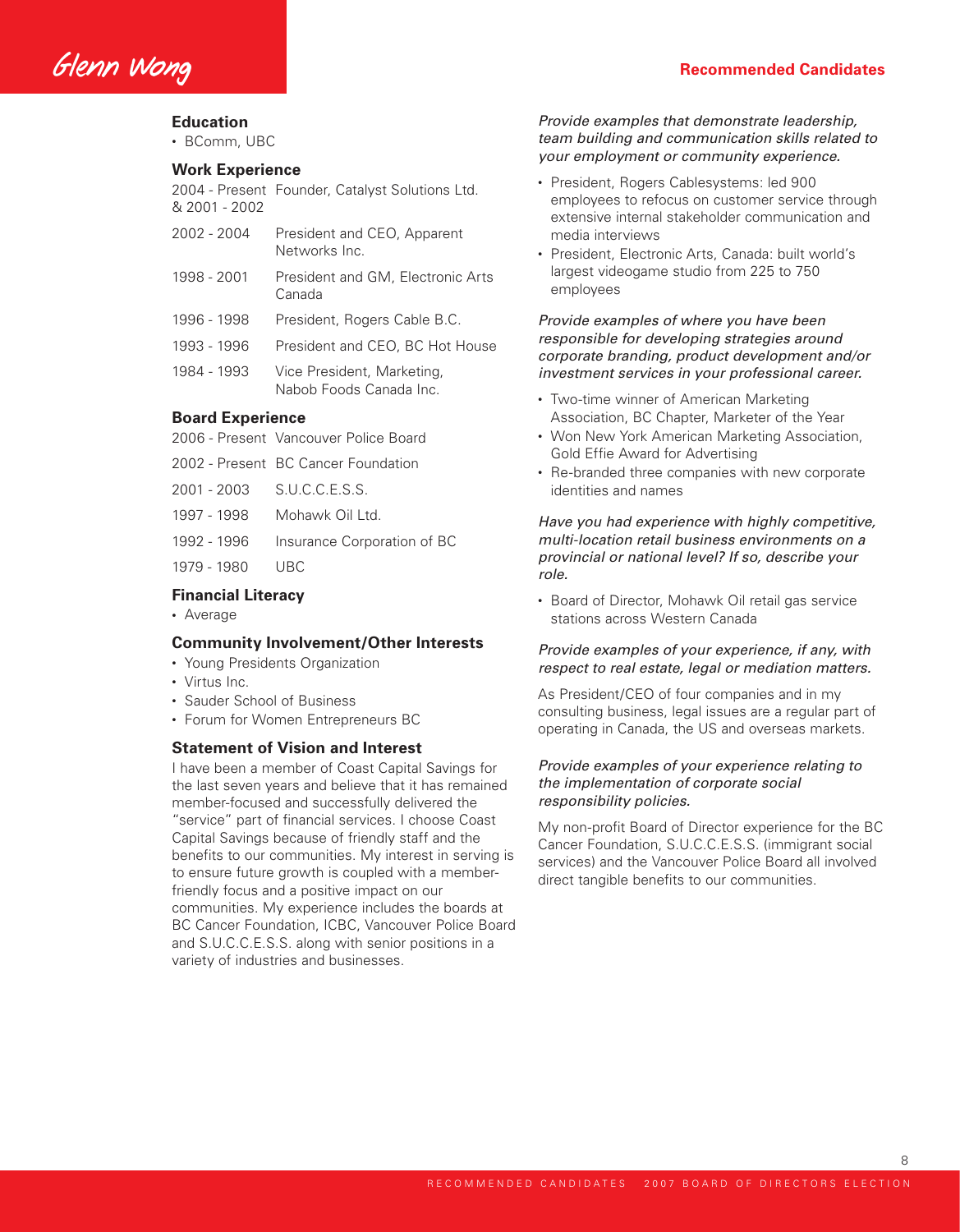# Glenn Wong

## Recommended Candidates

### Education

- BComm, UBC

### Work Experience

| | |
|---|---|
| 2004 - Present & 2001 - 2002 | Founder, Catalyst Solutions Ltd. |
| 2002 - 2004 | President and CEO, Apparent Networks Inc. |
| 1998 - 2001 | President and GM, Electronic Arts Canada |
| 1996 - 1998 | President, Rogers Cable B.C. |
| 1993 - 1996 | President and CEO, BC Hot House |
| 1984 - 1993 | Vice President, Marketing, Nabob Foods Canada Inc. |

### Board Experience

| | |
|---|---|
| 2006 - Present | Vancouver Police Board |
| 2002 - Present | BC Cancer Foundation |
| 2001 - 2003 | S.U.C.C.E.S.S. |
| 1997 - 1998 | Mohawk Oil Ltd. |
| 1992 - 1996 | Insurance Corporation of BC |
| 1979 - 1980 | UBC |

### Financial Literacy

- Average

### Community Involvement/Other Interests

- Young Presidents Organization
- Virtus Inc.
- Sauder School of Business
- Forum for Women Entrepreneurs BC

### Statement of Vision and Interest

I have been a member of Coast Capital Savings for the last seven years and believe that it has remained member-focused and successfully delivered the "service" part of financial services. I choose Coast Capital Savings because of friendly staff and the benefits to our communities. My interest in serving is to ensure future growth is coupled with a member-friendly focus and a positive impact on our communities. My experience includes the boards at BC Cancer Foundation, ICBC, Vancouver Police Board and S.U.C.C.E.S.S. along with senior positions in a variety of industries and businesses.

*Provide examples that demonstrate leadership, team building and communication skills related to your employment or community experience.*

- President, Rogers Cablesystems: led 900 employees to refocus on customer service through extensive internal stakeholder communication and media interviews
- President, Electronic Arts, Canada: built world's largest videogame studio from 225 to 750 employees

*Provide examples of where you have been responsible for developing strategies around corporate branding, product development and/or investment services in your professional career.*

- Two-time winner of American Marketing Association, BC Chapter, Marketer of the Year
- Won New York American Marketing Association, Gold Effie Award for Advertising
- Re-branded three companies with new corporate identities and names

*Have you had experience with highly competitive, multi-location retail business environments on a provincial or national level? If so, describe your role.*

- Board of Director, Mohawk Oil retail gas service stations across Western Canada

*Provide examples of your experience, if any, with respect to real estate, legal or mediation matters.*

As President/CEO of four companies and in my consulting business, legal issues are a regular part of operating in Canada, the US and overseas markets.

*Provide examples of your experience relating to the implementation of corporate social responsibility policies.*

My non-profit Board of Director experience for the BC Cancer Foundation, S.U.C.C.E.S.S. (immigrant social services) and the Vancouver Police Board all involved direct tangible benefits to our communities.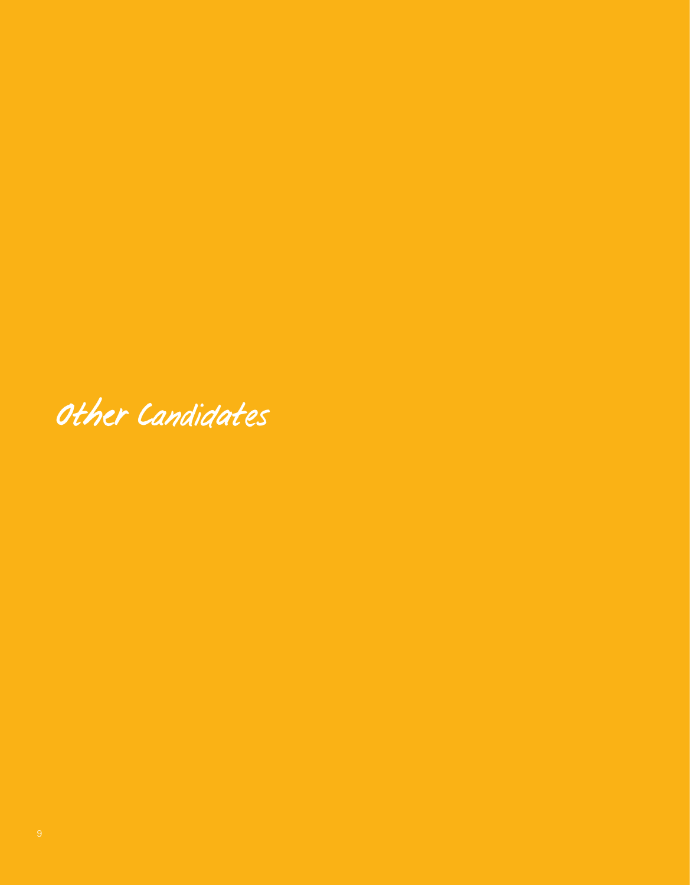# Other Candidates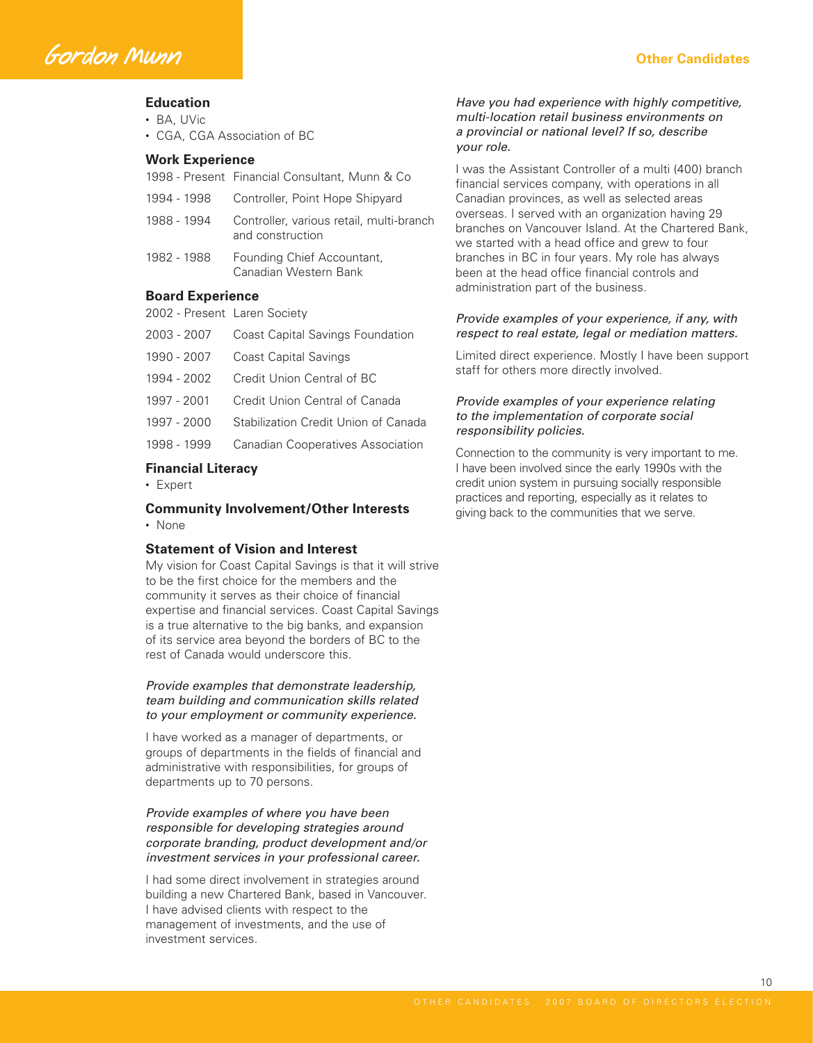# Gordon Munn

## Education

- BA, UVic
- CGA, CGA Association of BC

## Work Experience

| | |
|---|---|
| 1998 - Present | Financial Consultant, Munn & Co |
| 1994 - 1998 | Controller, Point Hope Shipyard |
| 1988 - 1994 | Controller, various retail, multi-branch and construction |
| 1982 - 1988 | Founding Chief Accountant, Canadian Western Bank |

## Board Experience

| | |
|---|---|
| 2002 - Present | Laren Society |
| 2003 - 2007 | Coast Capital Savings Foundation |
| 1990 - 2007 | Coast Capital Savings |
| 1994 - 2002 | Credit Union Central of BC |
| 1997 - 2001 | Credit Union Central of Canada |
| 1997 - 2000 | Stabilization Credit Union of Canada |
| 1998 - 1999 | Canadian Cooperatives Association |

## Financial Literacy

- Expert

## Community Involvement/Other Interests

- None

## Statement of Vision and Interest

My vision for Coast Capital Savings is that it will strive to be the first choice for the members and the community it serves as their choice of financial expertise and financial services. Coast Capital Savings is a true alternative to the big banks, and expansion of its service area beyond the borders of BC to the rest of Canada would underscore this.

*Provide examples that demonstrate leadership, team building and communication skills related to your employment or community experience.*

I have worked as a manager of departments, or groups of departments in the fields of financial and administrative with responsibilities, for groups of departments up to 70 persons.

*Provide examples of where you have been responsible for developing strategies around corporate branding, product development and/or investment services in your professional career.*

I had some direct involvement in strategies around building a new Chartered Bank, based in Vancouver. I have advised clients with respect to the management of investments, and the use of investment services.

*Have you had experience with highly competitive, multi-location retail business environments on a provincial or national level? If so, describe your role.*

I was the Assistant Controller of a multi (400) branch financial services company, with operations in all Canadian provinces, as well as selected areas overseas. I served with an organization having 29 branches on Vancouver Island. At the Chartered Bank, we started with a head office and grew to four branches in BC in four years. My role has always been at the head office financial controls and administration part of the business.

*Provide examples of your experience, if any, with respect to real estate, legal or mediation matters.*

Limited direct experience. Mostly I have been support staff for others more directly involved.

*Provide examples of your experience relating to the implementation of corporate social responsibility policies.*

Connection to the community is very important to me. I have been involved since the early 1990s with the credit union system in pursuing socially responsible practices and reporting, especially as it relates to giving back to the communities that we serve.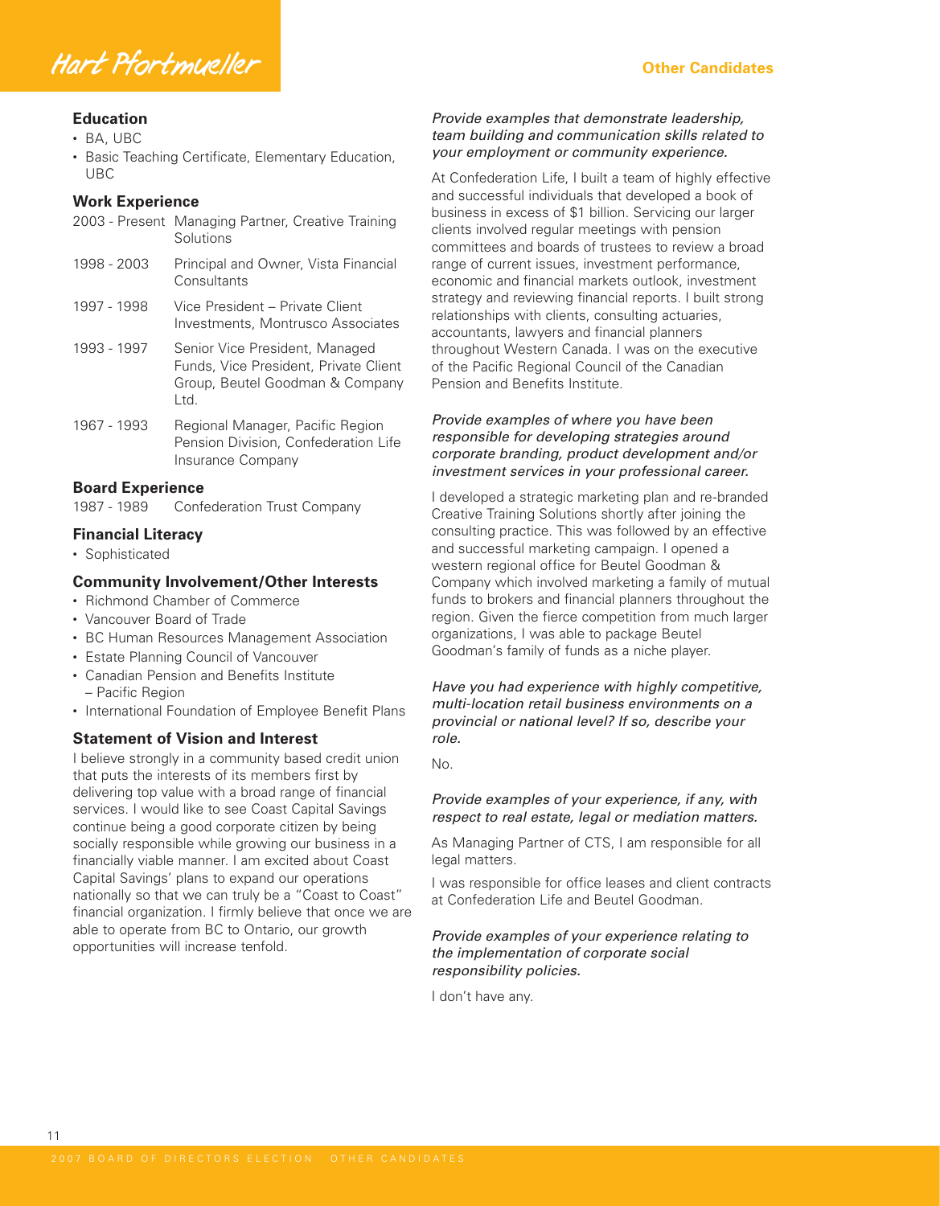# Hart Pfortmueller

## Other Candidates

### Education

- BA, UBC
- Basic Teaching Certificate, Elementary Education, UBC

### Work Experience

| | |
|---|---|
| 2003 - Present | Managing Partner, Creative Training Solutions |
| 1998 - 2003 | Principal and Owner, Vista Financial Consultants |
| 1997 - 1998 | Vice President – Private Client Investments, Montrusco Associates |
| 1993 - 1997 | Senior Vice President, Managed Funds, Vice President, Private Client Group, Beutel Goodman & Company Ltd. |
| 1967 - 1993 | Regional Manager, Pacific Region Pension Division, Confederation Life Insurance Company |

### Board Experience

1987 - 1989 Confederation Trust Company

### Financial Literacy

- Sophisticated

### Community Involvement/Other Interests

- Richmond Chamber of Commerce
- Vancouver Board of Trade
- BC Human Resources Management Association
- Estate Planning Council of Vancouver
- Canadian Pension and Benefits Institute – Pacific Region
- International Foundation of Employee Benefit Plans

### Statement of Vision and Interest

I believe strongly in a community based credit union that puts the interests of its members first by delivering top value with a broad range of financial services. I would like to see Coast Capital Savings continue being a good corporate citizen by being socially responsible while growing our business in a financially viable manner. I am excited about Coast Capital Savings' plans to expand our operations nationally so that we can truly be a "Coast to Coast" financial organization. I firmly believe that once we are able to operate from BC to Ontario, our growth opportunities will increase tenfold.

*Provide examples that demonstrate leadership, team building and communication skills related to your employment or community experience.*

At Confederation Life, I built a team of highly effective and successful individuals that developed a book of business in excess of $1 billion. Servicing our larger clients involved regular meetings with pension committees and boards of trustees to review a broad range of current issues, investment performance, economic and financial markets outlook, investment strategy and reviewing financial reports. I built strong relationships with clients, consulting actuaries, accountants, lawyers and financial planners throughout Western Canada. I was on the executive of the Pacific Regional Council of the Canadian Pension and Benefits Institute.

*Provide examples of where you have been responsible for developing strategies around corporate branding, product development and/or investment services in your professional career.*

I developed a strategic marketing plan and re-branded Creative Training Solutions shortly after joining the consulting practice. This was followed by an effective and successful marketing campaign. I opened a western regional office for Beutel Goodman & Company which involved marketing a family of mutual funds to brokers and financial planners throughout the region. Given the fierce competition from much larger organizations, I was able to package Beutel Goodman's family of funds as a niche player.

*Have you had experience with highly competitive, multi-location retail business environments on a provincial or national level? If so, describe your role.*

No.

*Provide examples of your experience, if any, with respect to real estate, legal or mediation matters.*

As Managing Partner of CTS, I am responsible for all legal matters.

I was responsible for office leases and client contracts at Confederation Life and Beutel Goodman.

*Provide examples of your experience relating to the implementation of corporate social responsibility policies.*

I don't have any.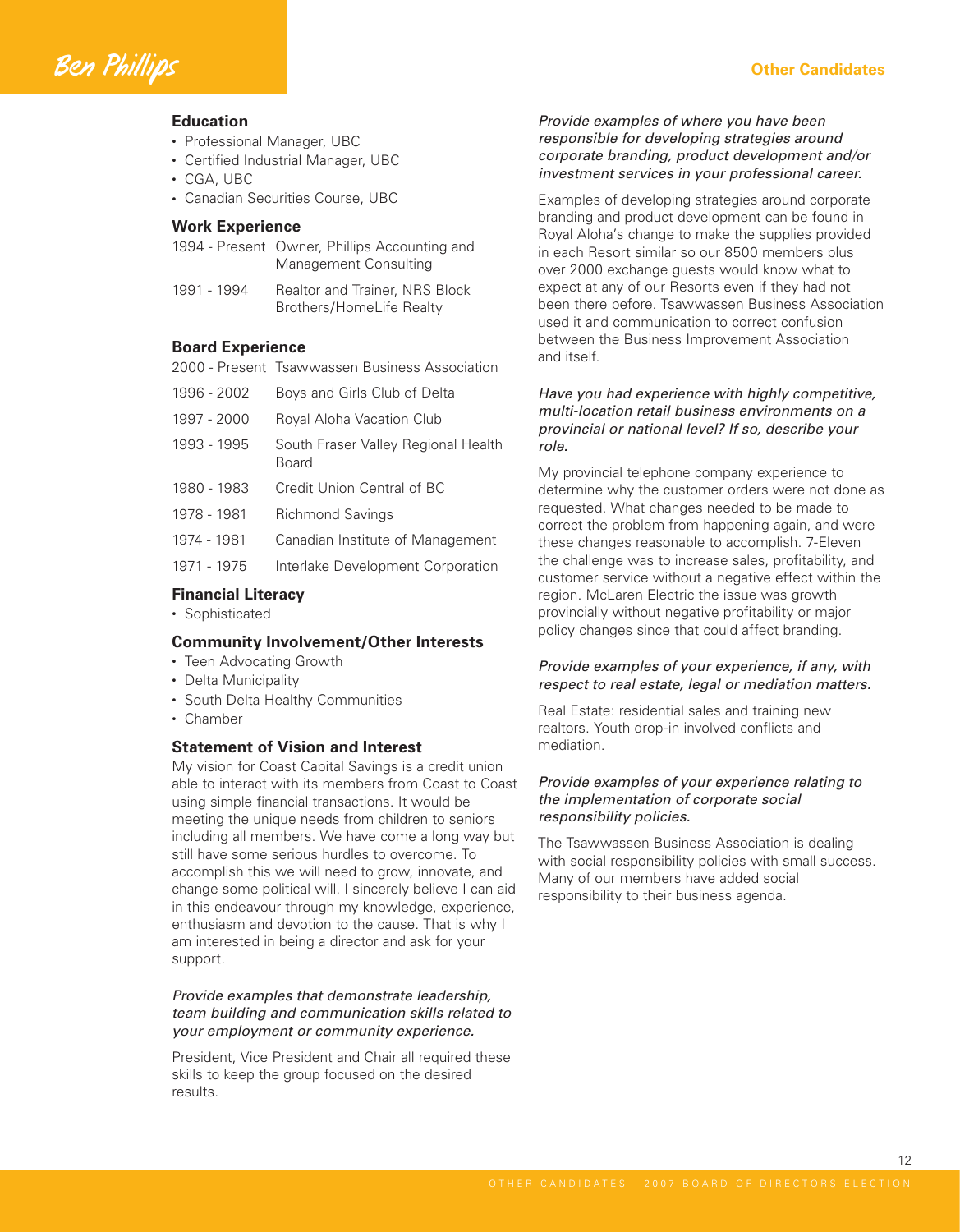# Ben Phillips

## Education

- Professional Manager, UBC
- Certified Industrial Manager, UBC
- CGA, UBC
- Canadian Securities Course, UBC

## Work Experience

| | |
|---|---|
| 1994 - Present | Owner, Phillips Accounting and Management Consulting |
| 1991 - 1994 | Realtor and Trainer, NRS Block Brothers/HomeLife Realty |

## Board Experience

| | |
|---|---|
| 2000 - Present | Tsawwassen Business Association |
| 1996 - 2002 | Boys and Girls Club of Delta |
| 1997 - 2000 | Royal Aloha Vacation Club |
| 1993 - 1995 | South Fraser Valley Regional Health Board |
| 1980 - 1983 | Credit Union Central of BC |
| 1978 - 1981 | Richmond Savings |
| 1974 - 1981 | Canadian Institute of Management |
| 1971 - 1975 | Interlake Development Corporation |

## Financial Literacy

- Sophisticated

## Community Involvement/Other Interests

- Teen Advocating Growth
- Delta Municipality
- South Delta Healthy Communities
- Chamber

## Statement of Vision and Interest

My vision for Coast Capital Savings is a credit union able to interact with its members from Coast to Coast using simple financial transactions. It would be meeting the unique needs from children to seniors including all members. We have come a long way but still have some serious hurdles to overcome. To accomplish this we will need to grow, innovate, and change some political will. I sincerely believe I can aid in this endeavour through my knowledge, experience, enthusiasm and devotion to the cause. That is why I am interested in being a director and ask for your support.

*Provide examples that demonstrate leadership, team building and communication skills related to your employment or community experience.*

President, Vice President and Chair all required these skills to keep the group focused on the desired results.

*Provide examples of where you have been responsible for developing strategies around corporate branding, product development and/or investment services in your professional career.*

Examples of developing strategies around corporate branding and product development can be found in Royal Aloha's change to make the supplies provided in each Resort similar so our 8500 members plus over 2000 exchange guests would know what to expect at any of our Resorts even if they had not been there before. Tsawwassen Business Association used it and communication to correct confusion between the Business Improvement Association and itself.

*Have you had experience with highly competitive, multi-location retail business environments on a provincial or national level? If so, describe your role.*

My provincial telephone company experience to determine why the customer orders were not done as requested. What changes needed to be made to correct the problem from happening again, and were these changes reasonable to accomplish. 7-Eleven the challenge was to increase sales, profitability, and customer service without a negative effect within the region. McLaren Electric the issue was growth provincially without negative profitability or major policy changes since that could affect branding.

*Provide examples of your experience, if any, with respect to real estate, legal or mediation matters.*

Real Estate: residential sales and training new realtors. Youth drop-in involved conflicts and mediation.

*Provide examples of your experience relating to the implementation of corporate social responsibility policies.*

The Tsawwassen Business Association is dealing with social responsibility policies with small success. Many of our members have added social responsibility to their business agenda.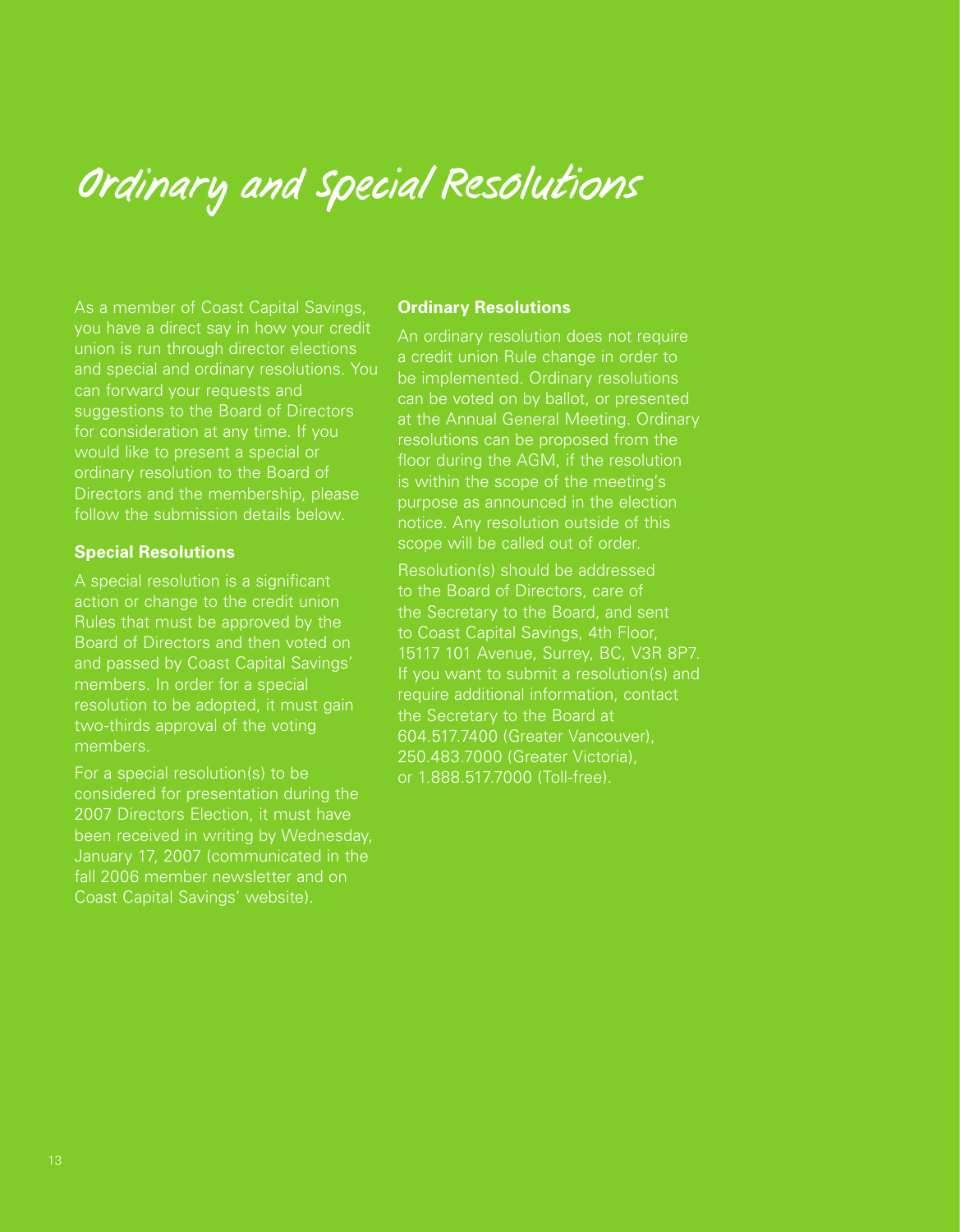# Ordinary and Special Resolutions

As a member of Coast Capital Savings, you have a direct say in how your credit union is run through director elections and special and ordinary resolutions. You can forward your requests and suggestions to the Board of Directors for consideration at any time. If you would like to present a special or ordinary resolution to the Board of Directors and the membership, please follow the submission details below.

**Special Resolutions**

A special resolution is a significant action or change to the credit union Rules that must be approved by the Board of Directors and then voted on and passed by Coast Capital Savings' members. In order for a special resolution to be adopted, it must gain two-thirds approval of the voting members.

For a special resolution(s) to be considered for presentation during the 2007 Directors Election, it must have been received in writing by Wednesday, January 17, 2007 (communicated in the fall 2006 member newsletter and on Coast Capital Savings' website).

**Ordinary Resolutions**

An ordinary resolution does not require a credit union Rule change in order to be implemented. Ordinary resolutions can be voted on by ballot, or presented at the Annual General Meeting. Ordinary resolutions can be proposed from the floor during the AGM, if the resolution is within the scope of the meeting's purpose as announced in the election notice. Any resolution outside of this scope will be called out of order.

Resolution(s) should be addressed to the Board of Directors, care of the Secretary to the Board, and sent to Coast Capital Savings, 4th Floor, 15117 101 Avenue, Surrey, BC, V3R 8P7. If you want to submit a resolution(s) and require additional information, contact the Secretary to the Board at 604.517.7400 (Greater Vancouver), 250.483.7000 (Greater Victoria), or 1.888.517.7000 (Toll-free).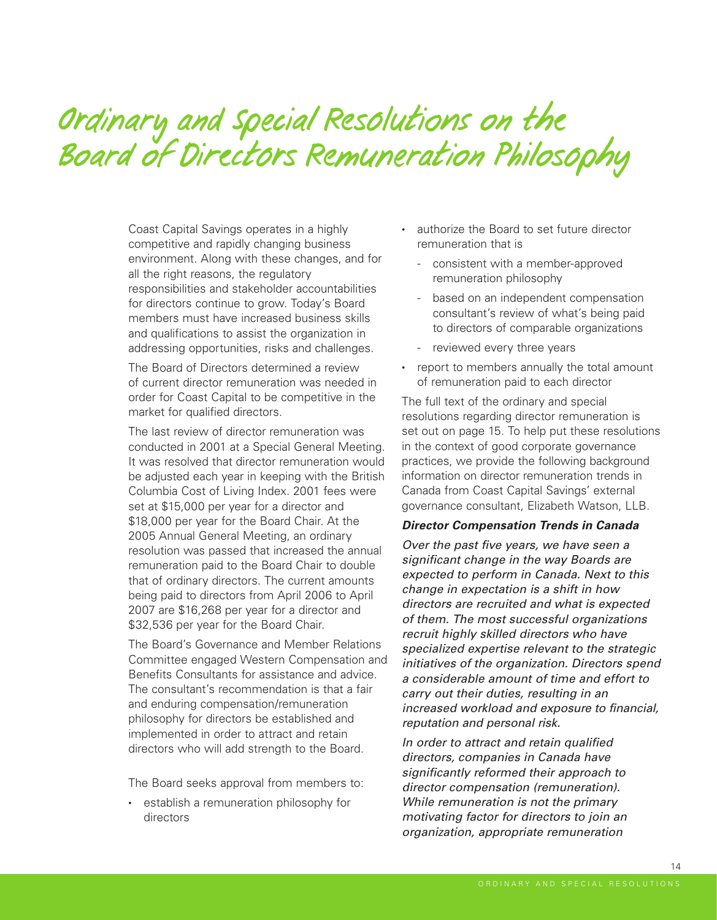# Ordinary and Special Resolutions on the Board of Directors Remuneration Philosophy

Coast Capital Savings operates in a highly competitive and rapidly changing business environment. Along with these changes, and for all the right reasons, the regulatory responsibilities and stakeholder accountabilities for directors continue to grow. Today's Board members must have increased business skills and qualifications to assist the organization in addressing opportunities, risks and challenges.

The Board of Directors determined a review of current director remuneration was needed in order for Coast Capital to be competitive in the market for qualified directors.

The last review of director remuneration was conducted in 2001 at a Special General Meeting. It was resolved that director remuneration would be adjusted each year in keeping with the British Columbia Cost of Living Index. 2001 fees were set at $15,000 per year for a director and $18,000 per year for the Board Chair. At the 2005 Annual General Meeting, an ordinary resolution was passed that increased the annual remuneration paid to the Board Chair to double that of ordinary directors. The current amounts being paid to directors from April 2006 to April 2007 are $16,268 per year for a director and $32,536 per year for the Board Chair.

The Board's Governance and Member Relations Committee engaged Western Compensation and Benefits Consultants for assistance and advice. The consultant's recommendation is that a fair and enduring compensation/remuneration philosophy for directors be established and implemented in order to attract and retain directors who will add strength to the Board.

The Board seeks approval from members to:

- establish a remuneration philosophy for directors
- authorize the Board to set future director remuneration that is
  - consistent with a member-approved remuneration philosophy
  - based on an independent compensation consultant's review of what's being paid to directors of comparable organizations
  - reviewed every three years
- report to members annually the total amount of remuneration paid to each director

The full text of the ordinary and special resolutions regarding director remuneration is set out on page 15. To help put these resolutions in the context of good corporate governance practices, we provide the following background information on director remuneration trends in Canada from Coast Capital Savings' external governance consultant, Elizabeth Watson, LLB.

***Director Compensation Trends in Canada***

*Over the past five years, we have seen a significant change in the way Boards are expected to perform in Canada. Next to this change in expectation is a shift in how directors are recruited and what is expected of them. The most successful organizations recruit highly skilled directors who have specialized expertise relevant to the strategic initiatives of the organization. Directors spend a considerable amount of time and effort to carry out their duties, resulting in an increased workload and exposure to financial, reputation and personal risk.*

*In order to attract and retain qualified directors, companies in Canada have significantly reformed their approach to director compensation (remuneration). While remuneration is not the primary motivating factor for directors to join an organization, appropriate remuneration*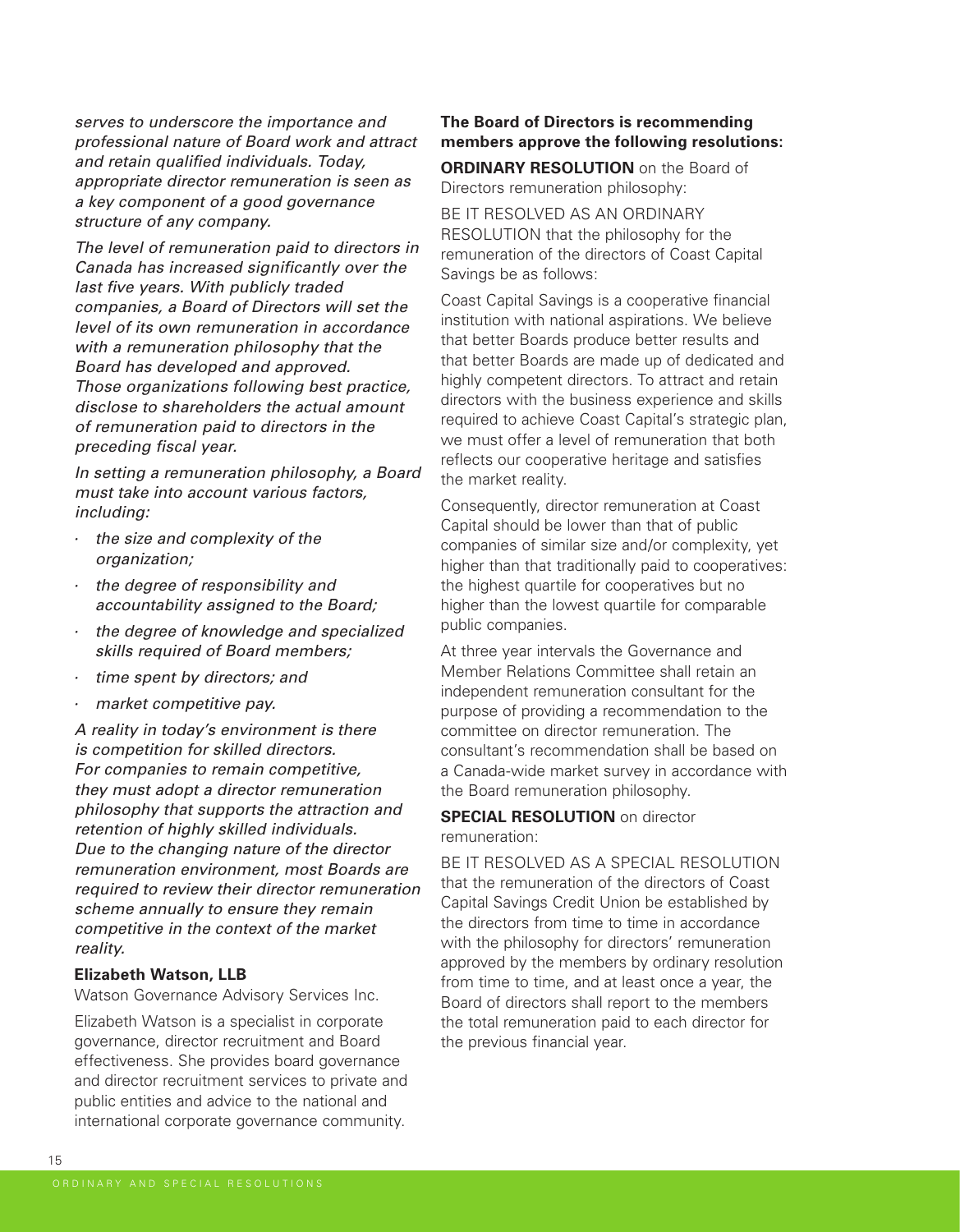*serves to underscore the importance and professional nature of Board work and attract and retain qualified individuals. Today, appropriate director remuneration is seen as a key component of a good governance structure of any company.*

*The level of remuneration paid to directors in Canada has increased significantly over the last five years. With publicly traded companies, a Board of Directors will set the level of its own remuneration in accordance with a remuneration philosophy that the Board has developed and approved. Those organizations following best practice, disclose to shareholders the actual amount of remuneration paid to directors in the preceding fiscal year.*

*In setting a remuneration philosophy, a Board must take into account various factors, including:*

- *the size and complexity of the organization;*
- *the degree of responsibility and accountability assigned to the Board;*
- *the degree of knowledge and specialized skills required of Board members;*
- *time spent by directors; and*
- *market competitive pay.*

*A reality in today's environment is there is competition for skilled directors. For companies to remain competitive, they must adopt a director remuneration philosophy that supports the attraction and retention of highly skilled individuals. Due to the changing nature of the director remuneration environment, most Boards are required to review their director remuneration scheme annually to ensure they remain competitive in the context of the market reality.*

**Elizabeth Watson, LLB**

Watson Governance Advisory Services Inc.

Elizabeth Watson is a specialist in corporate governance, director recruitment and Board effectiveness. She provides board governance and director recruitment services to private and public entities and advice to the national and international corporate governance community.

**The Board of Directors is recommending members approve the following resolutions:**

**ORDINARY RESOLUTION** on the Board of Directors remuneration philosophy:

BE IT RESOLVED AS AN ORDINARY RESOLUTION that the philosophy for the remuneration of the directors of Coast Capital Savings be as follows:

Coast Capital Savings is a cooperative financial institution with national aspirations. We believe that better Boards produce better results and that better Boards are made up of dedicated and highly competent directors. To attract and retain directors with the business experience and skills required to achieve Coast Capital's strategic plan, we must offer a level of remuneration that both reflects our cooperative heritage and satisfies the market reality.

Consequently, director remuneration at Coast Capital should be lower than that of public companies of similar size and/or complexity, yet higher than that traditionally paid to cooperatives: the highest quartile for cooperatives but no higher than the lowest quartile for comparable public companies.

At three year intervals the Governance and Member Relations Committee shall retain an independent remuneration consultant for the purpose of providing a recommendation to the committee on director remuneration. The consultant's recommendation shall be based on a Canada-wide market survey in accordance with the Board remuneration philosophy.

**SPECIAL RESOLUTION** on director remuneration:

BE IT RESOLVED AS A SPECIAL RESOLUTION that the remuneration of the directors of Coast Capital Savings Credit Union be established by the directors from time to time in accordance with the philosophy for directors' remuneration approved by the members by ordinary resolution from time to time, and at least once a year, the Board of directors shall report to the members the total remuneration paid to each director for the previous financial year.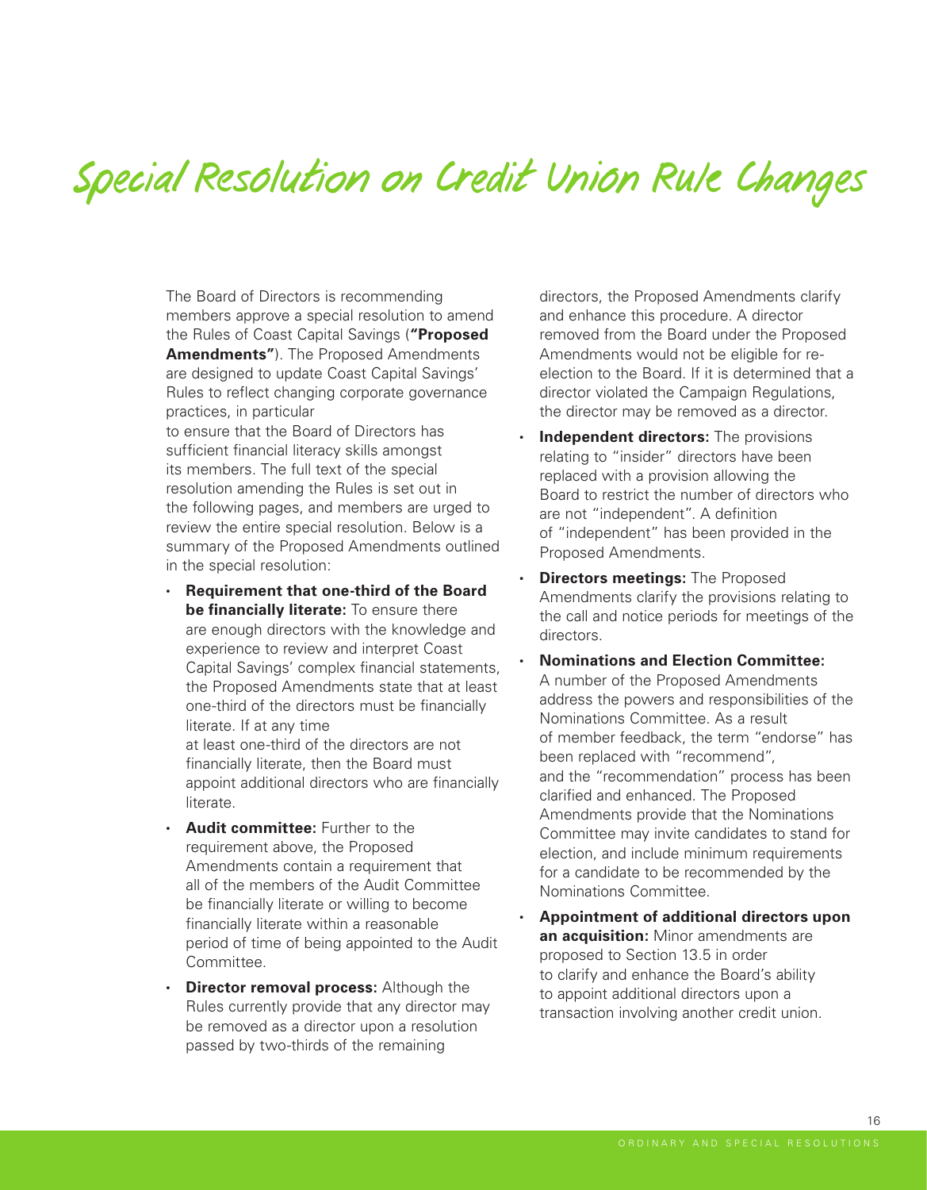# Special Resolution on Credit Union Rule Changes

The Board of Directors is recommending members approve a special resolution to amend the Rules of Coast Capital Savings (**"Proposed Amendments"**). The Proposed Amendments are designed to update Coast Capital Savings' Rules to reflect changing corporate governance practices, in particular to ensure that the Board of Directors has sufficient financial literacy skills amongst its members. The full text of the special resolution amending the Rules is set out in the following pages, and members are urged to review the entire special resolution. Below is a summary of the Proposed Amendments outlined in the special resolution:

- **Requirement that one-third of the Board be financially literate:** To ensure there are enough directors with the knowledge and experience to review and interpret Coast Capital Savings' complex financial statements, the Proposed Amendments state that at least one-third of the directors must be financially literate. If at any time at least one-third of the directors are not financially literate, then the Board must appoint additional directors who are financially literate.
- **Audit committee:** Further to the requirement above, the Proposed Amendments contain a requirement that all of the members of the Audit Committee be financially literate or willing to become financially literate within a reasonable period of time of being appointed to the Audit Committee.
- **Director removal process:** Although the Rules currently provide that any director may be removed as a director upon a resolution passed by two-thirds of the remaining directors, the Proposed Amendments clarify and enhance this procedure. A director removed from the Board under the Proposed Amendments would not be eligible for re-election to the Board. If it is determined that a director violated the Campaign Regulations, the director may be removed as a director.
- **Independent directors:** The provisions relating to "insider" directors have been replaced with a provision allowing the Board to restrict the number of directors who are not "independent". A definition of "independent" has been provided in the Proposed Amendments.
- **Directors meetings:** The Proposed Amendments clarify the provisions relating to the call and notice periods for meetings of the directors.
- **Nominations and Election Committee:** A number of the Proposed Amendments address the powers and responsibilities of the Nominations Committee. As a result of member feedback, the term "endorse" has been replaced with "recommend", and the "recommendation" process has been clarified and enhanced. The Proposed Amendments provide that the Nominations Committee may invite candidates to stand for election, and include minimum requirements for a candidate to be recommended by the Nominations Committee.
- **Appointment of additional directors upon an acquisition:** Minor amendments are proposed to Section 13.5 in order to clarify and enhance the Board's ability to appoint additional directors upon a transaction involving another credit union.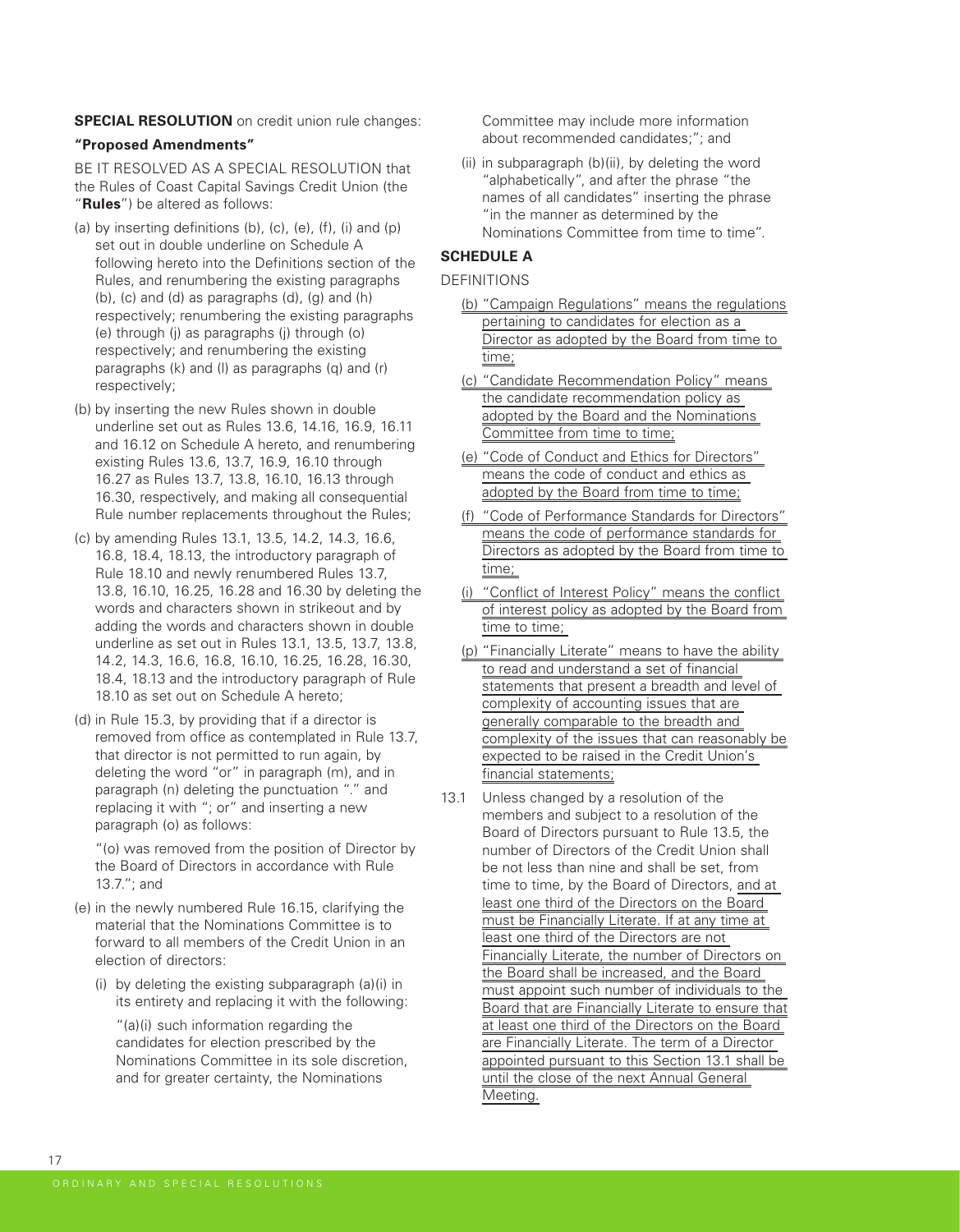**SPECIAL RESOLUTION** on credit union rule changes:

**"Proposed Amendments"**

BE IT RESOLVED AS A SPECIAL RESOLUTION that the Rules of Coast Capital Savings Credit Union (the "**Rules**") be altered as follows:

(a) by inserting definitions (b), (c), (e), (f), (i) and (p) set out in double underline on Schedule A following hereto into the Definitions section of the Rules, and renumbering the existing paragraphs (b), (c) and (d) as paragraphs (d), (g) and (h) respectively; renumbering the existing paragraphs (e) through (j) as paragraphs (j) through (o) respectively; and renumbering the existing paragraphs (k) and (l) as paragraphs (q) and (r) respectively;

(b) by inserting the new Rules shown in double underline set out as Rules 13.6, 14.16, 16.9, 16.11 and 16.12 on Schedule A hereto, and renumbering existing Rules 13.6, 13.7, 16.9, 16.10 through 16.27 as Rules 13.7, 13.8, 16.10, 16.13 through 16.30, respectively, and making all consequential Rule number replacements throughout the Rules;

(c) by amending Rules 13.1, 13.5, 14.2, 14.3, 16.6, 16.8, 18.4, 18.13, the introductory paragraph of Rule 18.10 and newly renumbered Rules 13.7, 13.8, 16.10, 16.25, 16.28 and 16.30 by deleting the words and characters shown in strikeout and by adding the words and characters shown in double underline as set out in Rules 13.1, 13.5, 13.7, 13.8, 14.2, 14.3, 16.6, 16.8, 16.10, 16.25, 16.28, 16.30, 18.4, 18.13 and the introductory paragraph of Rule 18.10 as set out on Schedule A hereto;

(d) in Rule 15.3, by providing that if a director is removed from office as contemplated in Rule 13.7, that director is not permitted to run again, by deleting the word "or" in paragraph (m), and in paragraph (n) deleting the punctuation "." and replacing it with "; or" and inserting a new paragraph (o) as follows:

"(o) was removed from the position of Director by the Board of Directors in accordance with Rule 13.7."; and

(e) in the newly numbered Rule 16.15, clarifying the material that the Nominations Committee is to forward to all members of the Credit Union in an election of directors:

(i) by deleting the existing subparagraph (a)(i) in its entirety and replacing it with the following:

"(a)(i) such information regarding the candidates for election prescribed by the Nominations Committee in its sole discretion, and for greater certainty, the Nominations Committee may include more information about recommended candidates;"; and

(ii) in subparagraph (b)(ii), by deleting the word "alphabetically", and after the phrase "the names of all candidates" inserting the phrase "in the manner as determined by the Nominations Committee from time to time".

**SCHEDULE A**

DEFINITIONS

(b) "Campaign Regulations" means the regulations pertaining to candidates for election as a Director as adopted by the Board from time to time;

(c) "Candidate Recommendation Policy" means the candidate recommendation policy as adopted by the Board and the Nominations Committee from time to time;

(e) "Code of Conduct and Ethics for Directors" means the code of conduct and ethics as adopted by the Board from time to time;

(f) "Code of Performance Standards for Directors" means the code of performance standards for Directors as adopted by the Board from time to time;

(i) "Conflict of Interest Policy" means the conflict of interest policy as adopted by the Board from time to time;

(p) "Financially Literate" means to have the ability to read and understand a set of financial statements that present a breadth and level of complexity of accounting issues that are generally comparable to the breadth and complexity of the issues that can reasonably be expected to be raised in the Credit Union's financial statements;

13.1 Unless changed by a resolution of the members and subject to a resolution of the Board of Directors pursuant to Rule 13.5, the number of Directors of the Credit Union shall be not less than nine and shall be set, from time to time, by the Board of Directors, and at least one third of the Directors on the Board must be Financially Literate. If at any time at least one third of the Directors are not Financially Literate, the number of Directors on the Board shall be increased, and the Board must appoint such number of individuals to the Board that are Financially Literate to ensure that at least one third of the Directors on the Board are Financially Literate. The term of a Director appointed pursuant to this Section 13.1 shall be until the close of the next Annual General Meeting.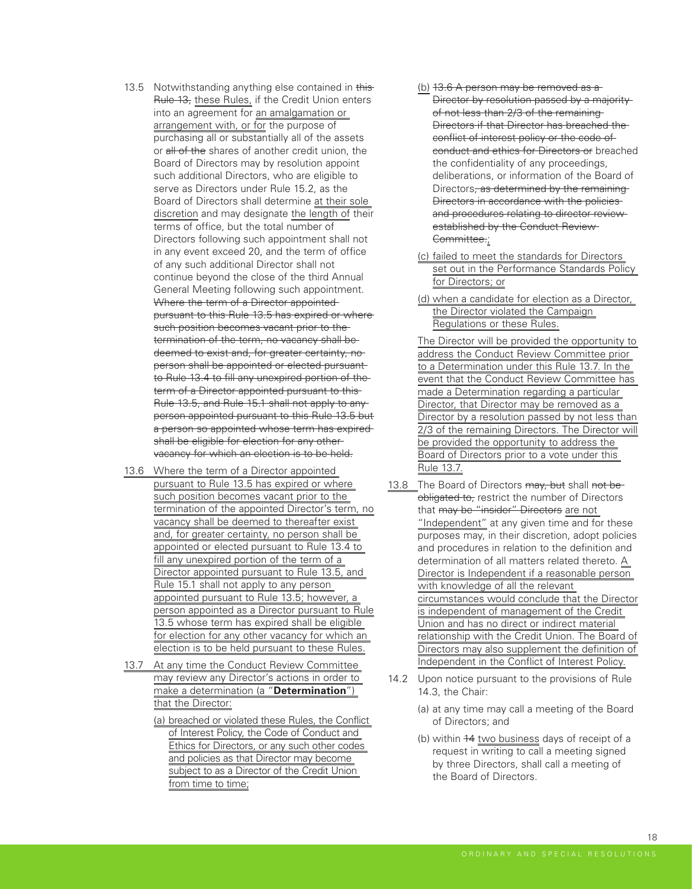13.5 Notwithstanding anything else contained in ~~this Rule 13,~~ these Rules, if the Credit Union enters into an agreement for an amalgamation or arrangement with, or for the purpose of purchasing all or substantially all of the assets or ~~all of the~~ shares of another credit union, the Board of Directors may by resolution appoint such additional Directors, who are eligible to serve as Directors under Rule 15.2, as the Board of Directors shall determine at their sole discretion and may designate the length of their terms of office, but the total number of Directors following such appointment shall not in any event exceed 20, and the term of office of any such additional Director shall not continue beyond the close of the third Annual General Meeting following such appointment. ~~Where the term of a Director appointed pursuant to this Rule 13.5 has expired or where such position becomes vacant prior to the termination of the term, no vacancy shall be deemed to exist and, for greater certainty, no person shall be appointed or elected pursuant to Rule 13.4 to fill any unexpired portion of the term of a Director appointed pursuant to this Rule 13.5, and Rule 15.1 shall not apply to any person appointed pursuant to this Rule 13.5 but a person so appointed whose term has expired shall be eligible for election for any other vacancy for which an election is to be held.~~

13.6 Where the term of a Director appointed pursuant to Rule 13.5 has expired or where such position becomes vacant prior to the termination of the appointed Director's term, no vacancy shall be deemed to thereafter exist and, for greater certainty, no person shall be appointed or elected pursuant to Rule 13.4 to fill any unexpired portion of the term of a Director appointed pursuant to Rule 13.5, and Rule 15.1 shall not apply to any person appointed pursuant to Rule 13.5; however, a person appointed as a Director pursuant to Rule 13.5 whose term has expired shall be eligible for election for any other vacancy for which an election is to be held pursuant to these Rules.

13.7 At any time the Conduct Review Committee may review any Director's actions in order to make a determination (a "**Determination**") that the Director:

(a) breached or violated these Rules, the Conflict of Interest Policy, the Code of Conduct and Ethics for Directors, or any such other codes and policies as that Director may become subject to as a Director of the Credit Union from time to time;

(b) ~~13.6 A person may be removed as a Director by resolution passed by a majority of not less than 2/3 of the remaining Directors if that Director has breached the conflict of interest policy or the code of conduct and ethics for Directors or~~ breached the confidentiality of any proceedings, deliberations, or information of the Board of Directors~~, as determined by the remaining Directors in accordance with the policies and procedures relating to director review established by the Conduct Review Committee.~~;

(c) failed to meet the standards for Directors set out in the Performance Standards Policy for Directors; or

(d) when a candidate for election as a Director, the Director violated the Campaign Regulations or these Rules.

The Director will be provided the opportunity to address the Conduct Review Committee prior to a Determination under this Rule 13.7. In the event that the Conduct Review Committee has made a Determination regarding a particular Director, that Director may be removed as a Director by a resolution passed by not less than 2/3 of the remaining Directors. The Director will be provided the opportunity to address the Board of Directors prior to a vote under this Rule 13.7.

13.8 The Board of Directors ~~may, but~~ shall ~~not be obligated to,~~ restrict the number of Directors that ~~may be "insider" Directors~~ are not "Independent" at any given time and for these purposes may, in their discretion, adopt policies and procedures in relation to the definition and determination of all matters related thereto. A Director is Independent if a reasonable person with knowledge of all the relevant circumstances would conclude that the Director is independent of management of the Credit Union and has no direct or indirect material relationship with the Credit Union. The Board of Directors may also supplement the definition of Independent in the Conflict of Interest Policy.

14.2 Upon notice pursuant to the provisions of Rule 14.3, the Chair:

(a) at any time may call a meeting of the Board of Directors; and

(b) within ~~14~~ two business days of receipt of a request in writing to call a meeting signed by three Directors, shall call a meeting of the Board of Directors.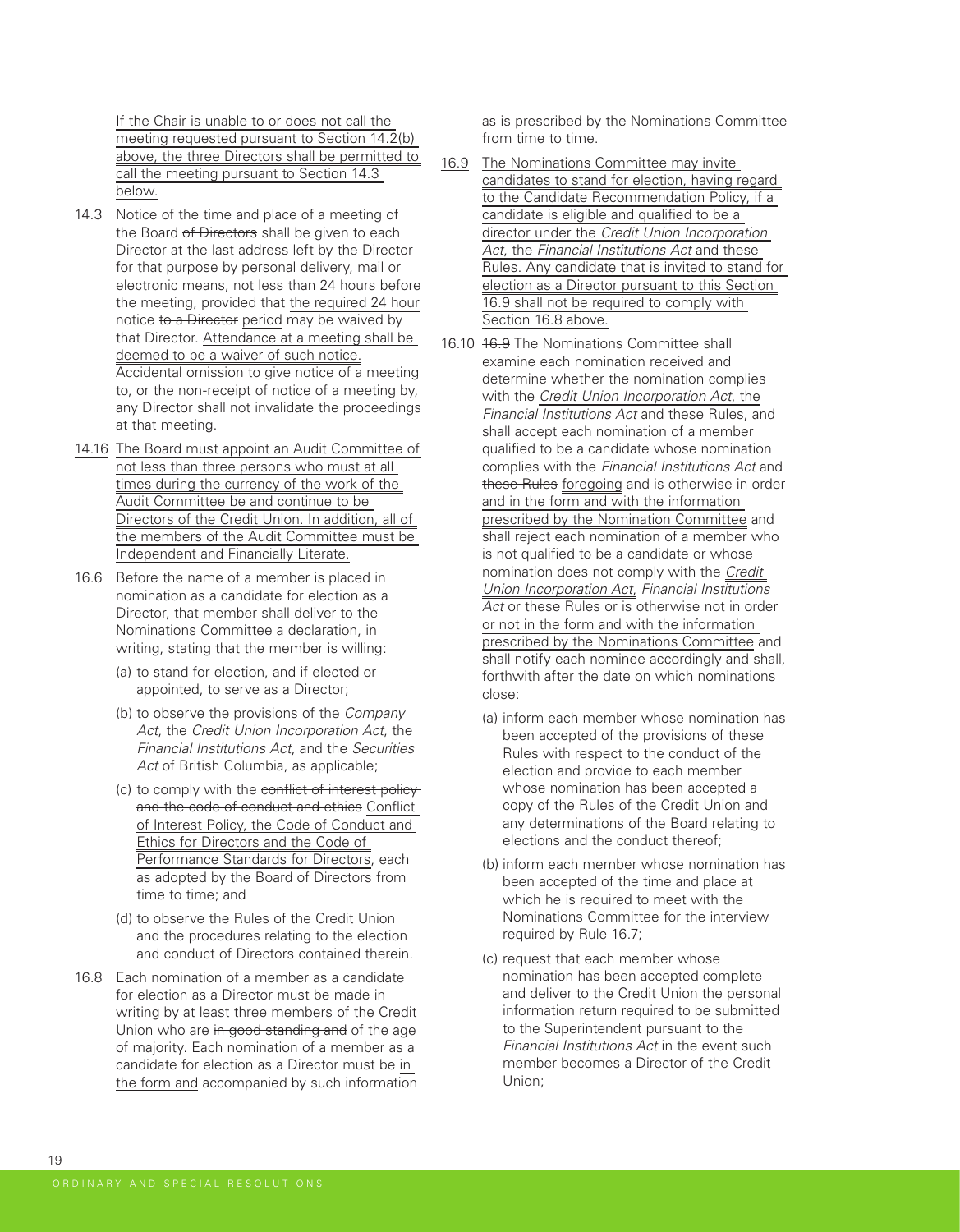If the Chair is unable to or does not call the meeting requested pursuant to Section 14.2(b) above, the three Directors shall be permitted to call the meeting pursuant to Section 14.3 below.

14.3 Notice of the time and place of a meeting of the Board ~~of Directors~~ shall be given to each Director at the last address left by the Director for that purpose by personal delivery, mail or electronic means, not less than 24 hours before the meeting, provided that the required 24 hour notice ~~to a Director~~ period may be waived by that Director. Attendance at a meeting shall be deemed to be a waiver of such notice. Accidental omission to give notice of a meeting to, or the non-receipt of notice of a meeting by, any Director shall not invalidate the proceedings at that meeting.

14.16 The Board must appoint an Audit Committee of not less than three persons who must at all times during the currency of the work of the Audit Committee be and continue to be Directors of the Credit Union. In addition, all of the members of the Audit Committee must be Independent and Financially Literate.

16.6 Before the name of a member is placed in nomination as a candidate for election as a Director, that member shall deliver to the Nominations Committee a declaration, in writing, stating that the member is willing:

(a) to stand for election, and if elected or appointed, to serve as a Director;

(b) to observe the provisions of the *Company Act*, the *Credit Union Incorporation Act*, the *Financial Institutions Act*, and the *Securities Act* of British Columbia, as applicable;

(c) to comply with the ~~conflict of interest policy and the code of conduct and ethics~~ Conflict of Interest Policy, the Code of Conduct and Ethics for Directors and the Code of Performance Standards for Directors, each as adopted by the Board of Directors from time to time; and

(d) to observe the Rules of the Credit Union and the procedures relating to the election and conduct of Directors contained therein.

16.8 Each nomination of a member as a candidate for election as a Director must be made in writing by at least three members of the Credit Union who are ~~in good standing and~~ of the age of majority. Each nomination of a member as a candidate for election as a Director must be in the form and accompanied by such information as is prescribed by the Nominations Committee from time to time.

16.9 The Nominations Committee may invite candidates to stand for election, having regard to the Candidate Recommendation Policy, if a candidate is eligible and qualified to be a director under the *Credit Union Incorporation Act*, the *Financial Institutions Act* and these Rules. Any candidate that is invited to stand for election as a Director pursuant to this Section 16.9 shall not be required to comply with Section 16.8 above.

16.10 ~~16.9~~ The Nominations Committee shall examine each nomination received and determine whether the nomination complies with the *Credit Union Incorporation Act*, the *Financial Institutions Act* and these Rules, and shall accept each nomination of a member qualified to be a candidate whose nomination complies with the ~~*Financial Institutions Act* and these Rules~~ foregoing and is otherwise in order and in the form and with the information prescribed by the Nomination Committee and shall reject each nomination of a member who is not qualified to be a candidate or whose nomination does not comply with the *Credit Union Incorporation Act*, *Financial Institutions Act* or these Rules or is otherwise not in order or not in the form and with the information prescribed by the Nominations Committee and shall notify each nominee accordingly and shall, forthwith after the date on which nominations close:

(a) inform each member whose nomination has been accepted of the provisions of these Rules with respect to the conduct of the election and provide to each member whose nomination has been accepted a copy of the Rules of the Credit Union and any determinations of the Board relating to elections and the conduct thereof;

(b) inform each member whose nomination has been accepted of the time and place at which he is required to meet with the Nominations Committee for the interview required by Rule 16.7;

(c) request that each member whose nomination has been accepted complete and deliver to the Credit Union the personal information return required to be submitted to the Superintendent pursuant to the *Financial Institutions Act* in the event such member becomes a Director of the Credit Union;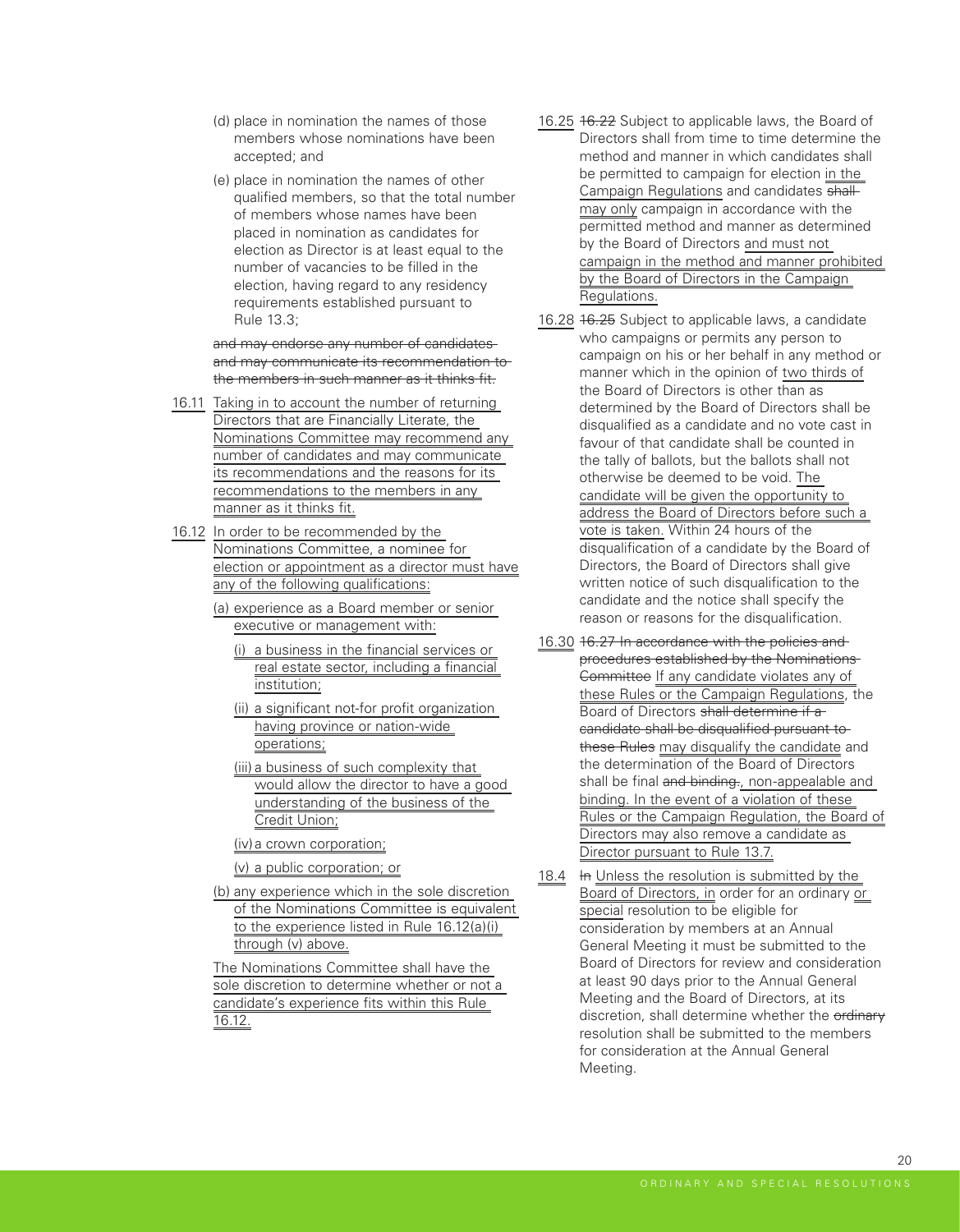(d) place in nomination the names of those members whose nominations have been accepted; and

(e) place in nomination the names of other qualified members, so that the total number of members whose names have been placed in nomination as candidates for election as Director is at least equal to the number of vacancies to be filled in the election, having regard to any residency requirements established pursuant to Rule 13.3;

~~and may endorse any number of candidates and may communicate its recommendation to the members in such manner as it thinks fit.~~

16.11 Taking in to account the number of returning Directors that are Financially Literate, the Nominations Committee may recommend any number of candidates and may communicate its recommendations and the reasons for its recommendations to the members in any manner as it thinks fit.

16.12 In order to be recommended by the Nominations Committee, a nominee for election or appointment as a director must have any of the following qualifications:

(a) experience as a Board member or senior executive or management with:

(i) a business in the financial services or real estate sector, including a financial institution;

(ii) a significant not-for profit organization having province or nation-wide operations;

(iii) a business of such complexity that would allow the director to have a good understanding of the business of the Credit Union;

(iv) a crown corporation;

(v) a public corporation; or

(b) any experience which in the sole discretion of the Nominations Committee is equivalent to the experience listed in Rule 16.12(a)(i) through (v) above.

The Nominations Committee shall have the sole discretion to determine whether or not a candidate's experience fits within this Rule 16.12.

16.25 ~~16.22~~ Subject to applicable laws, the Board of Directors shall from time to time determine the method and manner in which candidates shall be permitted to campaign for election in the Campaign Regulations and candidates ~~shall~~ may only campaign in accordance with the permitted method and manner as determined by the Board of Directors and must not campaign in the method and manner prohibited by the Board of Directors in the Campaign Regulations.

16.28 ~~16.25~~ Subject to applicable laws, a candidate who campaigns or permits any person to campaign on his or her behalf in any method or manner which in the opinion of two thirds of the Board of Directors is other than as determined by the Board of Directors shall be disqualified as a candidate and no vote cast in favour of that candidate shall be counted in the tally of ballots, but the ballots shall not otherwise be deemed to be void. The candidate will be given the opportunity to address the Board of Directors before such a vote is taken. Within 24 hours of the disqualification of a candidate by the Board of Directors, the Board of Directors shall give written notice of such disqualification to the candidate and the notice shall specify the reason or reasons for the disqualification.

16.30 ~~16.27 In accordance with the policies and procedures established by the Nominations Committee~~ If any candidate violates any of these Rules or the Campaign Regulations, the Board of Directors ~~shall determine if a candidate shall be disqualified pursuant to these Rules~~ may disqualify the candidate and the determination of the Board of Directors shall be final ~~and binding.~~, non-appealable and binding. In the event of a violation of these Rules or the Campaign Regulation, the Board of Directors may also remove a candidate as Director pursuant to Rule 13.7.

18.4 ~~In~~ Unless the resolution is submitted by the Board of Directors, in order for an ordinary or special resolution to be eligible for consideration by members at an Annual General Meeting it must be submitted to the Board of Directors for review and consideration at least 90 days prior to the Annual General Meeting and the Board of Directors, at its discretion, shall determine whether the ~~ordinary~~ resolution shall be submitted to the members for consideration at the Annual General Meeting.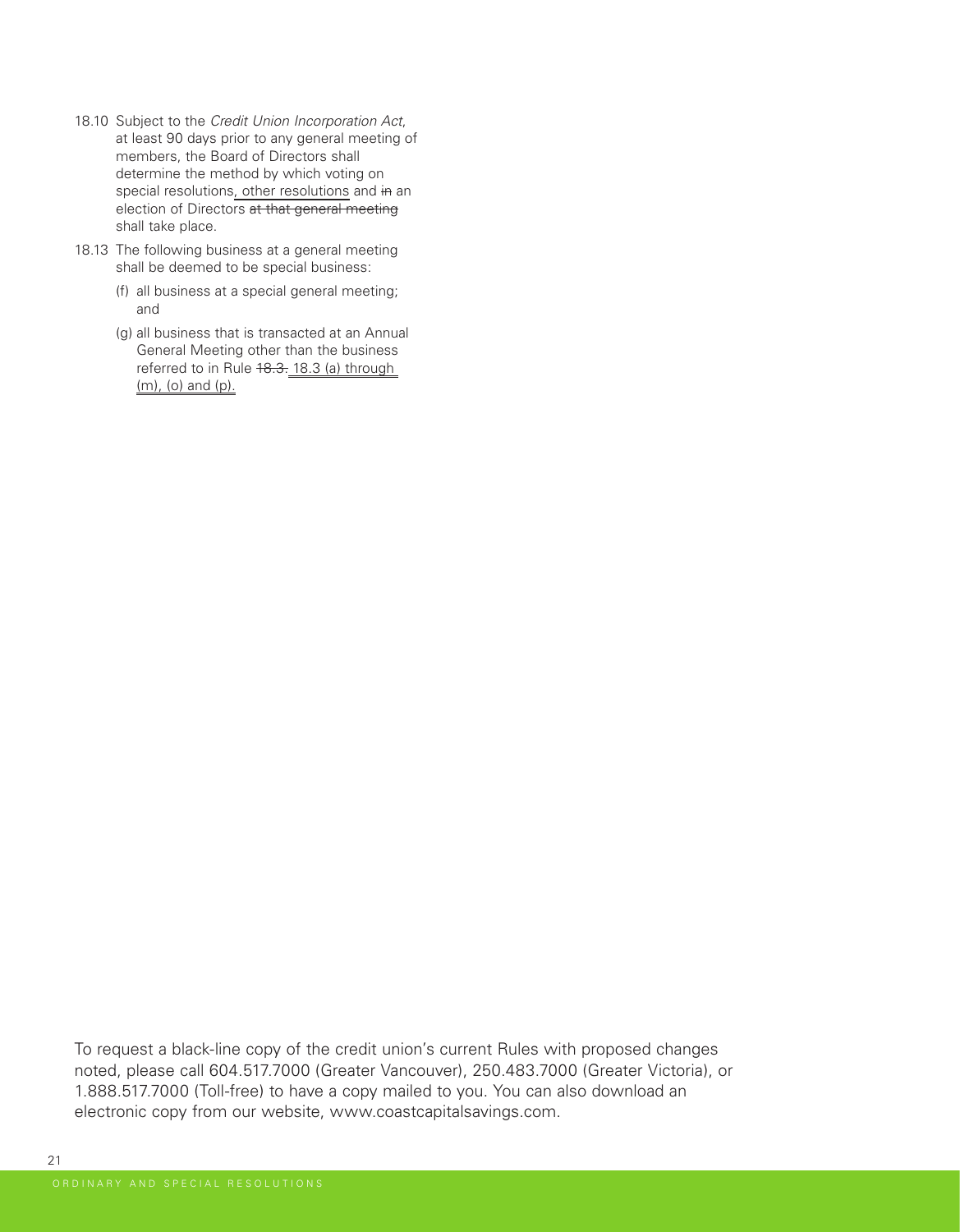18.10 Subject to the *Credit Union Incorporation Act*, at least 90 days prior to any general meeting of members, the Board of Directors shall determine the method by which voting on special resolutions<ins>, other resolutions</ins> and ~~in~~ an election of Directors ~~at that general meeting~~ shall take place.

18.13 The following business at a general meeting shall be deemed to be special business:

(f) all business at a special general meeting; and

(g) all business that is transacted at an Annual General Meeting other than the business referred to in Rule ~~18.3.~~ <ins>18.3 (a) through (m), (o) and (p).</ins>

To request a black-line copy of the credit union's current Rules with proposed changes noted, please call 604.517.7000 (Greater Vancouver), 250.483.7000 (Greater Victoria), or 1.888.517.7000 (Toll-free) to have a copy mailed to you. You can also download an electronic copy from our website, www.coastcapitalsavings.com.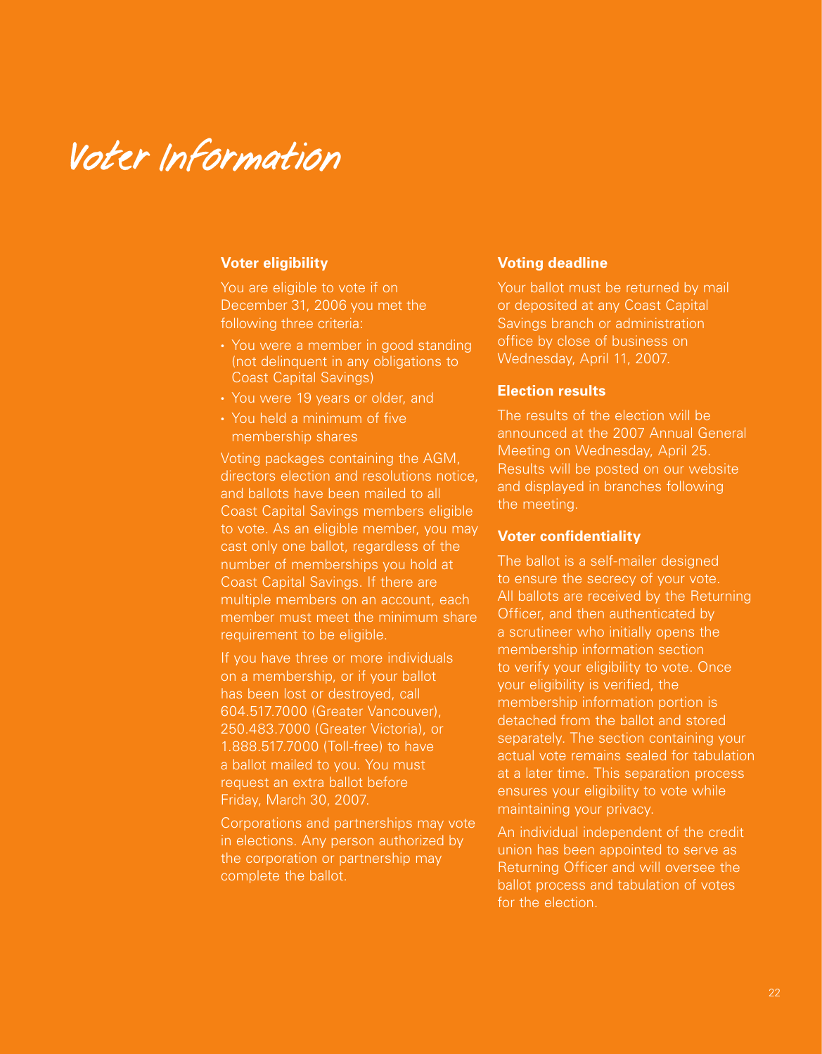# Voter Information

### Voter eligibility

You are eligible to vote if on December 31, 2006 you met the following three criteria:

- You were a member in good standing (not delinquent in any obligations to Coast Capital Savings)
- You were 19 years or older, and
- You held a minimum of five membership shares

Voting packages containing the AGM, directors election and resolutions notice, and ballots have been mailed to all Coast Capital Savings members eligible to vote. As an eligible member, you may cast only one ballot, regardless of the number of memberships you hold at Coast Capital Savings. If there are multiple members on an account, each member must meet the minimum share requirement to be eligible.

If you have three or more individuals on a membership, or if your ballot has been lost or destroyed, call 604.517.7000 (Greater Vancouver), 250.483.7000 (Greater Victoria), or 1.888.517.7000 (Toll-free) to have a ballot mailed to you. You must request an extra ballot before Friday, March 30, 2007.

Corporations and partnerships may vote in elections. Any person authorized by the corporation or partnership may complete the ballot.

### Voting deadline

Your ballot must be returned by mail or deposited at any Coast Capital Savings branch or administration office by close of business on Wednesday, April 11, 2007.

### Election results

The results of the election will be announced at the 2007 Annual General Meeting on Wednesday, April 25. Results will be posted on our website and displayed in branches following the meeting.

### Voter confidentiality

The ballot is a self-mailer designed to ensure the secrecy of your vote. All ballots are received by the Returning Officer, and then authenticated by a scrutineer who initially opens the membership information section to verify your eligibility to vote. Once your eligibility is verified, the membership information portion is detached from the ballot and stored separately. The section containing your actual vote remains sealed for tabulation at a later time. This separation process ensures your eligibility to vote while maintaining your privacy.

An individual independent of the credit union has been appointed to serve as Returning Officer and will oversee the ballot process and tabulation of votes for the election.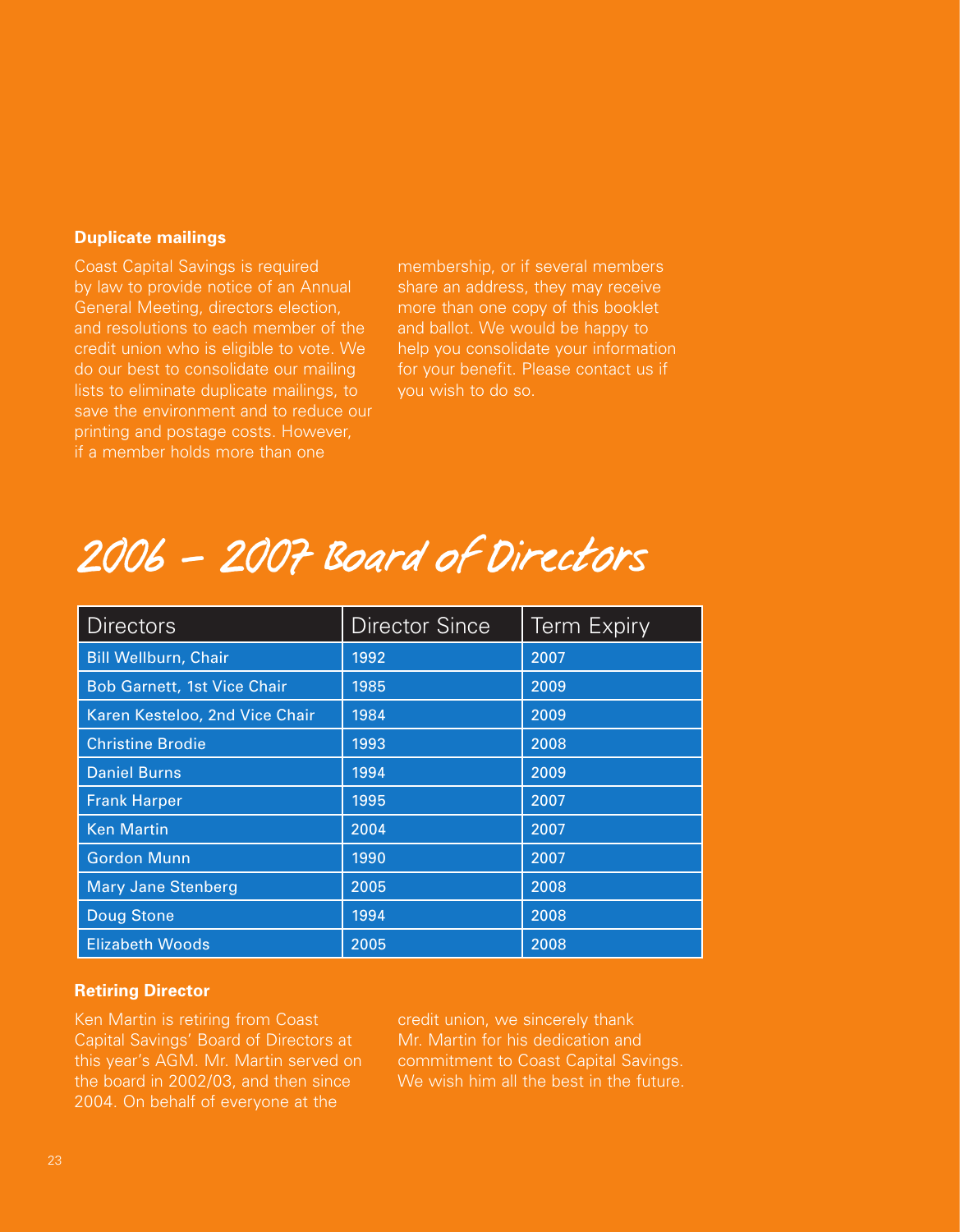### Duplicate mailings

Coast Capital Savings is required by law to provide notice of an Annual General Meeting, directors election, and resolutions to each member of the credit union who is eligible to vote. We do our best to consolidate our mailing lists to eliminate duplicate mailings, to save the environment and to reduce our printing and postage costs. However, if a member holds more than one membership, or if several members share an address, they may receive more than one copy of this booklet and ballot. We would be happy to help you consolidate your information for your benefit. Please contact us if you wish to do so.

# 2006 – 2007 Board of Directors

| Directors | Director Since | Term Expiry |
|---|---|---|
| Bill Wellburn, Chair | 1992 | 2007 |
| Bob Garnett, 1st Vice Chair | 1985 | 2009 |
| Karen Kesteloo, 2nd Vice Chair | 1984 | 2009 |
| Christine Brodie | 1993 | 2008 |
| Daniel Burns | 1994 | 2009 |
| Frank Harper | 1995 | 2007 |
| Ken Martin | 2004 | 2007 |
| Gordon Munn | 1990 | 2007 |
| Mary Jane Stenberg | 2005 | 2008 |
| Doug Stone | 1994 | 2008 |
| Elizabeth Woods | 2005 | 2008 |

### Retiring Director

Ken Martin is retiring from Coast Capital Savings' Board of Directors at this year's AGM. Mr. Martin served on the board in 2002/03, and then since 2004. On behalf of everyone at the credit union, we sincerely thank Mr. Martin for his dedication and commitment to Coast Capital Savings. We wish him all the best in the future.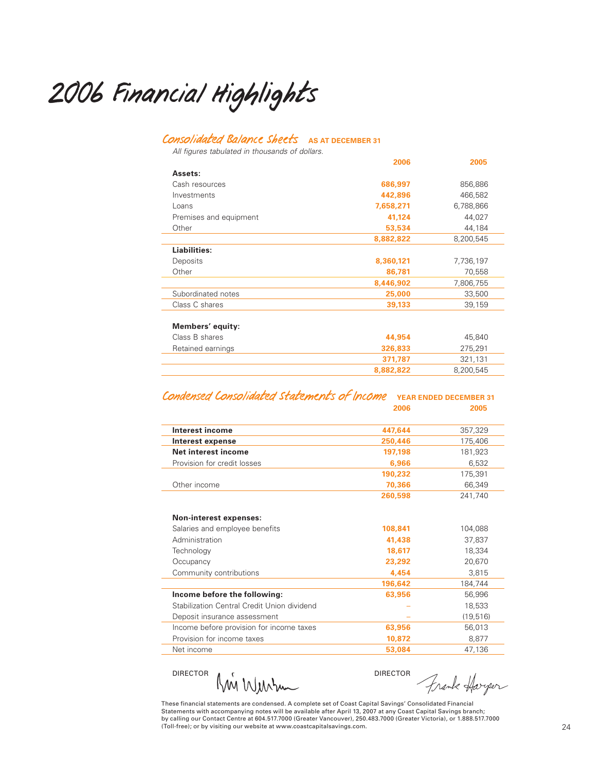# 2006 Financial Highlights

## Consolidated Balance Sheets AS AT DECEMBER 31

*All figures tabulated in thousands of dollars.*

| | 2006 | 2005 |
|---|---|---|
| **Assets:** | | |
| Cash resources | 686,997 | 856,886 |
| Investments | 442,896 | 466,582 |
| Loans | 7,658,271 | 6,788,866 |
| Premises and equipment | 41,124 | 44,027 |
| Other | 53,534 | 44,184 |
| | 8,882,822 | 8,200,545 |
| **Liabilities:** | | |
| Deposits | 8,360,121 | 7,736,197 |
| Other | 86,781 | 70,558 |
| | 8,446,902 | 7,806,755 |
| Subordinated notes | 25,000 | 33,500 |
| Class C shares | 39,133 | 39,159 |
| **Members' equity:** | | |
| Class B shares | 44,954 | 45,840 |
| Retained earnings | 326,833 | 275,291 |
| | 371,787 | 321,131 |
| | 8,882,822 | 8,200,545 |

## Condensed Consolidated Statements of Income YEAR ENDED DECEMBER 31

| | 2006 | 2005 |
|---|---|---|
| **Interest income** | 447,644 | 357,329 |
| **Interest expense** | 250,446 | 175,406 |
| **Net interest income** | 197,198 | 181,923 |
| Provision for credit losses | 6,966 | 6,532 |
| | 190,232 | 175,391 |
| Other income | 70,366 | 66,349 |
| | 260,598 | 241,740 |
| **Non-interest expenses:** | | |
| Salaries and employee benefits | 108,841 | 104,088 |
| Administration | 41,438 | 37,837 |
| Technology | 18,617 | 18,334 |
| Occupancy | 23,292 | 20,670 |
| Community contributions | 4,454 | 3,815 |
| | 196,642 | 184,744 |
| **Income before the following:** | 63,956 | 56,996 |
| Stabilization Central Credit Union dividend | – | 18,533 |
| Deposit insurance assessment | – | (19,516) |
| Income before provision for income taxes | 63,956 | 56,013 |
| Provision for income taxes | 10,872 | 8,877 |
| Net income | 53,084 | 47,136 |

DIRECTOR DIRECTOR

These financial statements are condensed. A complete set of Coast Capital Savings' Consolidated Financial Statements with accompanying notes will be available after April 13, 2007 at any Coast Capital Savings branch; by calling our Contact Centre at 604.517.7000 (Greater Vancouver), 250.483.7000 (Greater Victoria), or 1.888.517.7000 (Toll-free); or by visiting our website at www.coastcapitalsavings.com.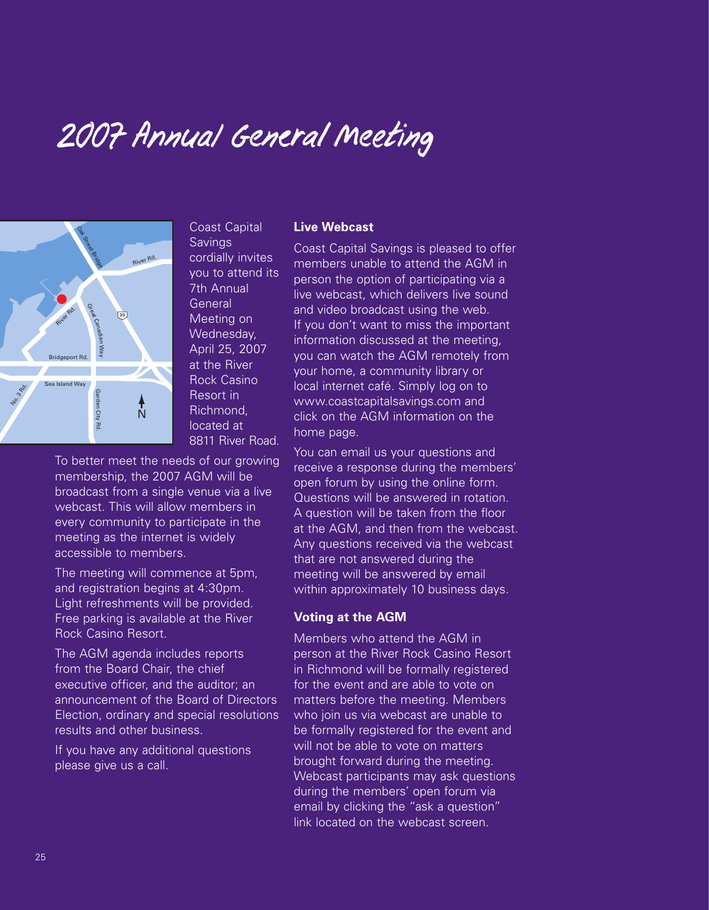# 2007 Annual General Meeting

Coast Capital Savings cordially invites you to attend its 7th Annual General Meeting on Wednesday, April 25, 2007 at the River Rock Casino Resort in Richmond, located at 8811 River Road.

To better meet the needs of our growing membership, the 2007 AGM will be broadcast from a single venue via a live webcast. This will allow members in every community to participate in the meeting as the internet is widely accessible to members.

The meeting will commence at 5pm, and registration begins at 4:30pm. Light refreshments will be provided. Free parking is available at the River Rock Casino Resort.

The AGM agenda includes reports from the Board Chair, the chief executive officer, and the auditor; an announcement of the Board of Directors Election, ordinary and special resolutions results and other business.

If you have any additional questions please give us a call.

**Live Webcast**

Coast Capital Savings is pleased to offer members unable to attend the AGM in person the option of participating via a live webcast, which delivers live sound and video broadcast using the web. If you don't want to miss the important information discussed at the meeting, you can watch the AGM remotely from your home, a community library or local internet café. Simply log on to www.coastcapitalsavings.com and click on the AGM information on the home page.

You can email us your questions and receive a response during the members' open forum by using the online form. Questions will be answered in rotation. A question will be taken from the floor at the AGM, and then from the webcast. Any questions received via the webcast that are not answered during the meeting will be answered by email within approximately 10 business days.

**Voting at the AGM**

Members who attend the AGM in person at the River Rock Casino Resort in Richmond will be formally registered for the event and are able to vote on matters before the meeting. Members who join us via webcast are unable to be formally registered for the event and will not be able to vote on matters brought forward during the meeting. Webcast participants may ask questions during the members' open forum via email by clicking the "ask a question" link located on the webcast screen.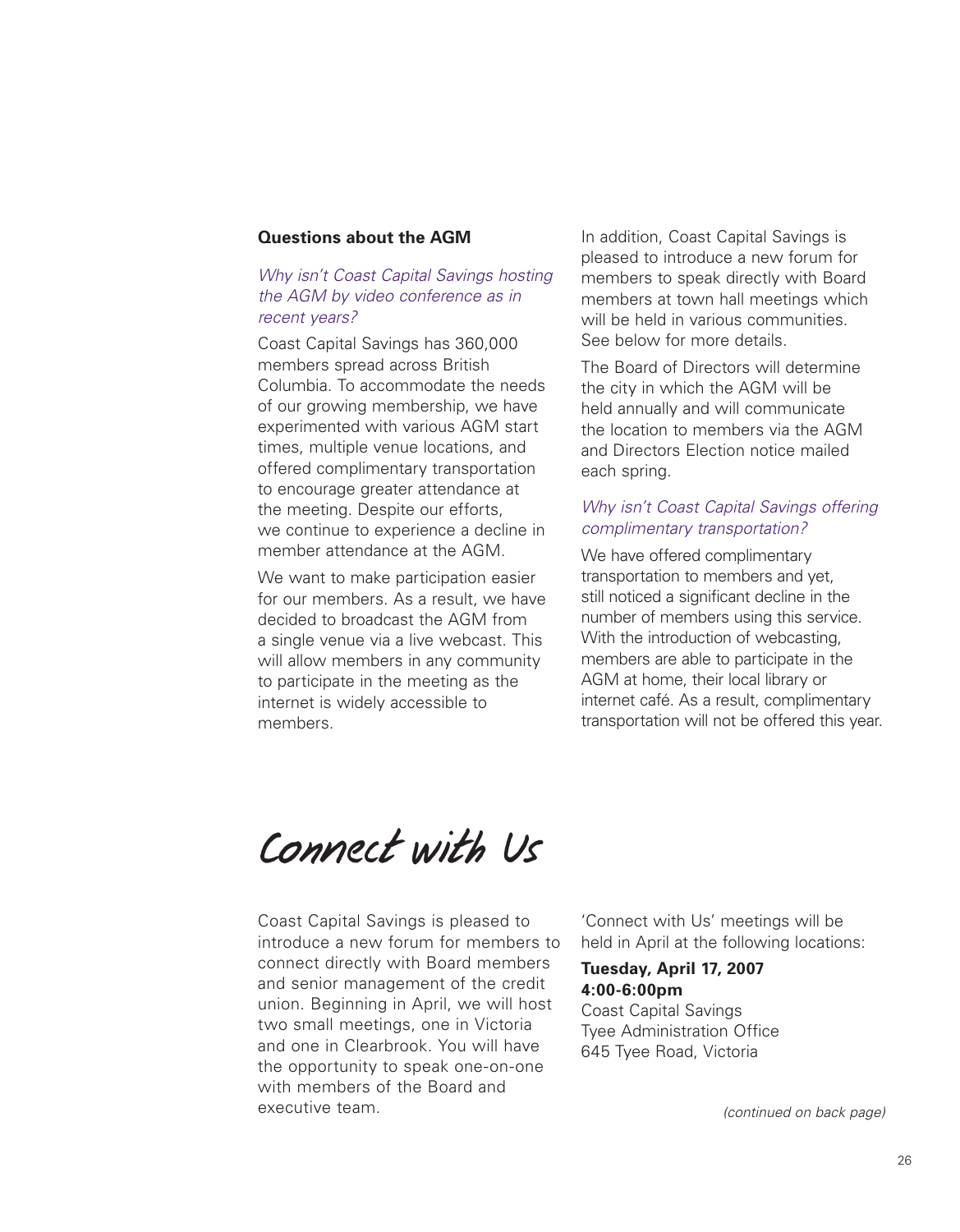### Questions about the AGM

*Why isn't Coast Capital Savings hosting the AGM by video conference as in recent years?*

Coast Capital Savings has 360,000 members spread across British Columbia. To accommodate the needs of our growing membership, we have experimented with various AGM start times, multiple venue locations, and offered complimentary transportation to encourage greater attendance at the meeting. Despite our efforts, we continue to experience a decline in member attendance at the AGM.

We want to make participation easier for our members. As a result, we have decided to broadcast the AGM from a single venue via a live webcast. This will allow members in any community to participate in the meeting as the internet is widely accessible to members.

In addition, Coast Capital Savings is pleased to introduce a new forum for members to speak directly with Board members at town hall meetings which will be held in various communities. See below for more details.

The Board of Directors will determine the city in which the AGM will be held annually and will communicate the location to members via the AGM and Directors Election notice mailed each spring.

*Why isn't Coast Capital Savings offering complimentary transportation?*

We have offered complimentary transportation to members and yet, still noticed a significant decline in the number of members using this service. With the introduction of webcasting, members are able to participate in the AGM at home, their local library or internet café. As a result, complimentary transportation will not be offered this year.

# Connect with Us

Coast Capital Savings is pleased to introduce a new forum for members to connect directly with Board members and senior management of the credit union. Beginning in April, we will host two small meetings, one in Victoria and one in Clearbrook. You will have the opportunity to speak one-on-one with members of the Board and executive team.

'Connect with Us' meetings will be held in April at the following locations:

**Tuesday, April 17, 2007**
**4:00-6:00pm**
Coast Capital Savings
Tyee Administration Office
645 Tyee Road, Victoria

*(continued on back page)*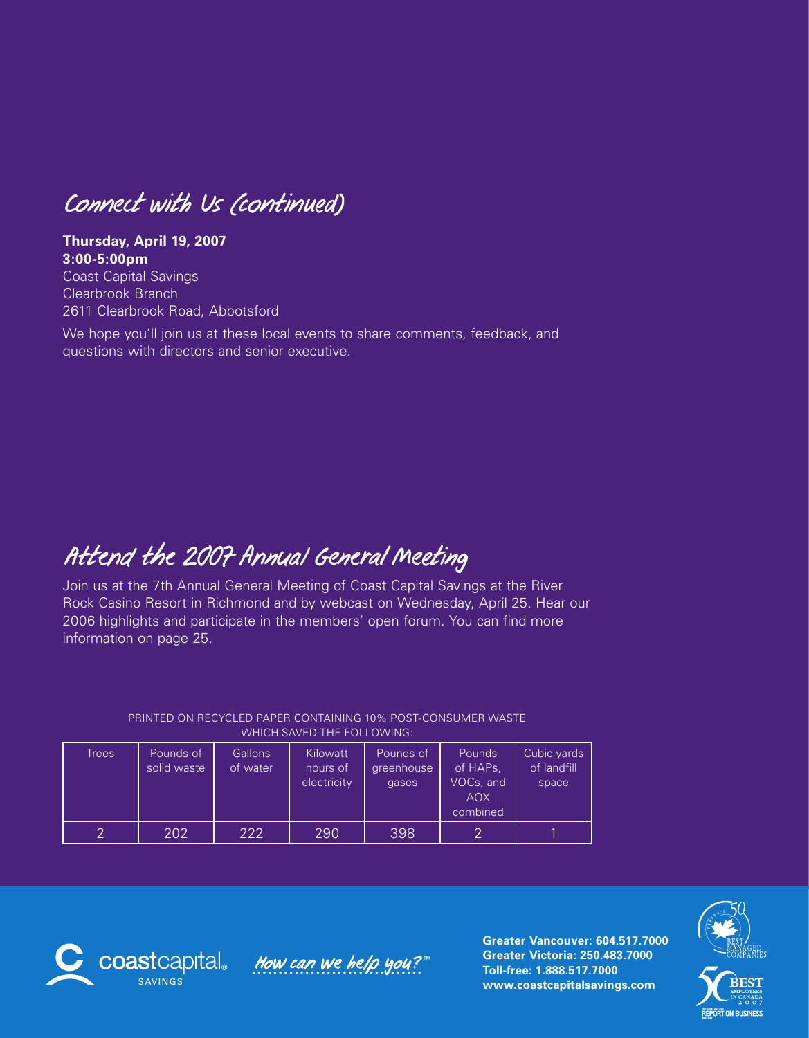## Connect with Us (continued)

**Thursday, April 19, 2007**
**3:00-5:00pm**
Coast Capital Savings
Clearbrook Branch
2611 Clearbrook Road, Abbotsford

We hope you'll join us at these local events to share comments, feedback, and questions with directors and senior executive.

## Attend the 2007 Annual General Meeting

Join us at the 7th Annual General Meeting of Coast Capital Savings at the River Rock Casino Resort in Richmond and by webcast on Wednesday, April 25. Hear our 2006 highlights and participate in the members' open forum. You can find more information on page 25.

PRINTED ON RECYCLED PAPER CONTAINING 10% POST-CONSUMER WASTE WHICH SAVED THE FOLLOWING:

| Trees | Pounds of solid waste | Gallons of water | Kilowatt hours of electricity | Pounds of greenhouse gases | Pounds of HAPs, VOCs, and AOX combined | Cubic yards of landfill space |
|---|---|---|---|---|---|---|
| 2 | 202 | 222 | 290 | 398 | 2 | 1 |

coastcapital® SAVINGS

How can we help you?™

**Greater Vancouver: 604.517.7000**
**Greater Victoria: 250.483.7000**
**Toll-free: 1.888.517.7000**
**www.coastcapitalsavings.com**

Canada's 50 Best Managed Companies

50 Best Employers in Canada 2007 Report on Business